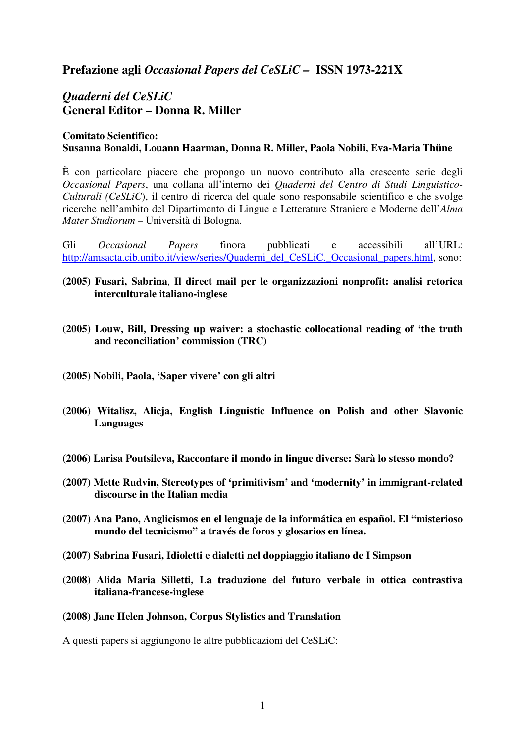## Prefazione agli *Occasional Papers del CeSLiC* – ISSN 1973-221X

## *Quaderni del CeSLiC*
## General Editor – Donna R. Miller

**Comitato Scientifico:**
**Susanna Bonaldi, Louann Haarman, Donna R. Miller, Paola Nobili, Eva-Maria Thüne**

È con particolare piacere che propongo un nuovo contributo alla crescente serie degli *Occasional Papers*, una collana all'interno dei *Quaderni del Centro di Studi Linguistico-Culturali (CeSLiC)*, il centro di ricerca del quale sono responsabile scientifico e che svolge ricerche nell'ambito del Dipartimento di Lingue e Letterature Straniere e Moderne dell'*Alma Mater Studiorum* – Università di Bologna.

Gli *Occasional Papers* finora pubblicati e accessibili all'URL: http://amsacta.cib.unibo.it/view/series/Quaderni_del_CeSLiC._Occasional_papers.html, sono:

**(2005) Fusari, Sabrina, Il direct mail per le organizzazioni nonprofit: analisi retorica interculturale italiano-inglese**

**(2005) Louw, Bill, Dressing up waiver: a stochastic collocational reading of 'the truth and reconciliation' commission (TRC)**

**(2005) Nobili, Paola, 'Saper vivere' con gli altri**

**(2006) Witalisz, Alicja, English Linguistic Influence on Polish and other Slavonic Languages**

**(2006) Larisa Poutsileva, Raccontare il mondo in lingue diverse: Sarà lo stesso mondo?**

**(2007) Mette Rudvin, Stereotypes of 'primitivism' and 'modernity' in immigrant-related discourse in the Italian media**

**(2007) Ana Pano, Anglicismos en el lenguaje de la informática en español. El "misterioso mundo del tecnicismo" a través de foros y glosarios en línea.**

**(2007) Sabrina Fusari, Idioletti e dialetti nel doppiaggio italiano de I Simpson**

**(2008) Alida Maria Silletti, La traduzione del futuro verbale in ottica contrastiva italiana-francese-inglese**

**(2008) Jane Helen Johnson, Corpus Stylistics and Translation**

A questi papers si aggiungono le altre pubblicazioni del CeSLiC: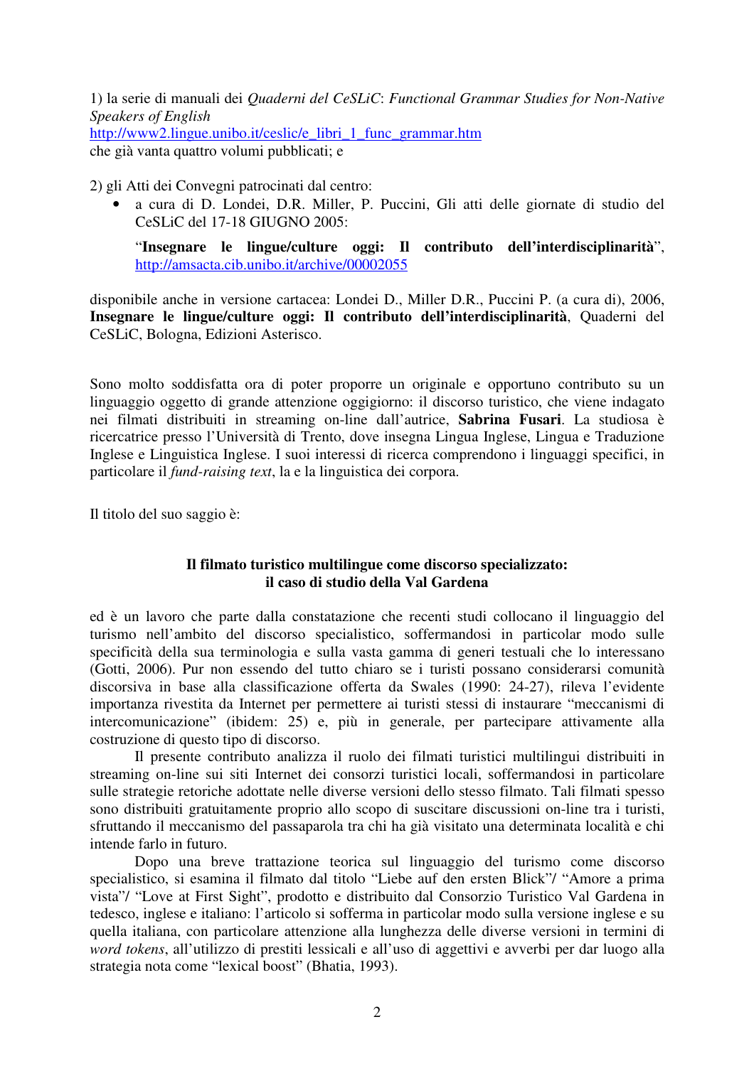1) la serie di manuali dei *Quaderni del CeSLiC*: *Functional Grammar Studies for Non-Native Speakers of English*
http://www2.lingue.unibo.it/ceslic/e_libri_1_func_grammar.htm
che già vanta quattro volumi pubblicati; e

2) gli Atti dei Convegni patrocinati dal centro:

- a cura di D. Londei, D.R. Miller, P. Puccini, Gli atti delle giornate di studio del CeSLiC del 17-18 GIUGNO 2005:

  "**Insegnare le lingue/culture oggi: Il contributo dell'interdisciplinarità**", http://amsacta.cib.unibo.it/archive/00002055

disponibile anche in versione cartacea: Londei D., Miller D.R., Puccini P. (a cura di), 2006, **Insegnare le lingue/culture oggi: Il contributo dell'interdisciplinarità**, Quaderni del CeSLiC, Bologna, Edizioni Asterisco.

Sono molto soddisfatta ora di poter proporre un originale e opportuno contributo su un linguaggio oggetto di grande attenzione oggigiorno: il discorso turistico, che viene indagato nei filmati distribuiti in streaming on-line dall'autrice, **Sabrina Fusari**. La studiosa è ricercatrice presso l'Università di Trento, dove insegna Lingua Inglese, Lingua e Traduzione Inglese e Linguistica Inglese. I suoi interessi di ricerca comprendono i linguaggi specifici, in particolare il *fund-raising text*, la e la linguistica dei corpora.

Il titolo del suo saggio è:

**Il filmato turistico multilingue come discorso specializzato: il caso di studio della Val Gardena**

ed è un lavoro che parte dalla constatazione che recenti studi collocano il linguaggio del turismo nell'ambito del discorso specialistico, soffermandosi in particolar modo sulle specificità della sua terminologia e sulla vasta gamma di generi testuali che lo interessano (Gotti, 2006). Pur non essendo del tutto chiaro se i turisti possano considerarsi comunità discorsiva in base alla classificazione offerta da Swales (1990: 24-27), rileva l'evidente importanza rivestita da Internet per permettere ai turisti stessi di instaurare "meccanismi di intercomunicazione" (ibidem: 25) e, più in generale, per partecipare attivamente alla costruzione di questo tipo di discorso.

Il presente contributo analizza il ruolo dei filmati turistici multilingui distribuiti in streaming on-line sui siti Internet dei consorzi turistici locali, soffermandosi in particolare sulle strategie retoriche adottate nelle diverse versioni dello stesso filmato. Tali filmati spesso sono distribuiti gratuitamente proprio allo scopo di suscitare discussioni on-line tra i turisti, sfruttando il meccanismo del passaparola tra chi ha già visitato una determinata località e chi intende farlo in futuro.

Dopo una breve trattazione teorica sul linguaggio del turismo come discorso specialistico, si esamina il filmato dal titolo "Liebe auf den ersten Blick"/ "Amore a prima vista"/ "Love at First Sight", prodotto e distribuito dal Consorzio Turistico Val Gardena in tedesco, inglese e italiano: l'articolo si sofferma in particolar modo sulla versione inglese e su quella italiana, con particolare attenzione alla lunghezza delle diverse versioni in termini di *word tokens*, all'utilizzo di prestiti lessicali e all'uso di aggettivi e avverbi per dar luogo alla strategia nota come "lexical boost" (Bhatia, 1993).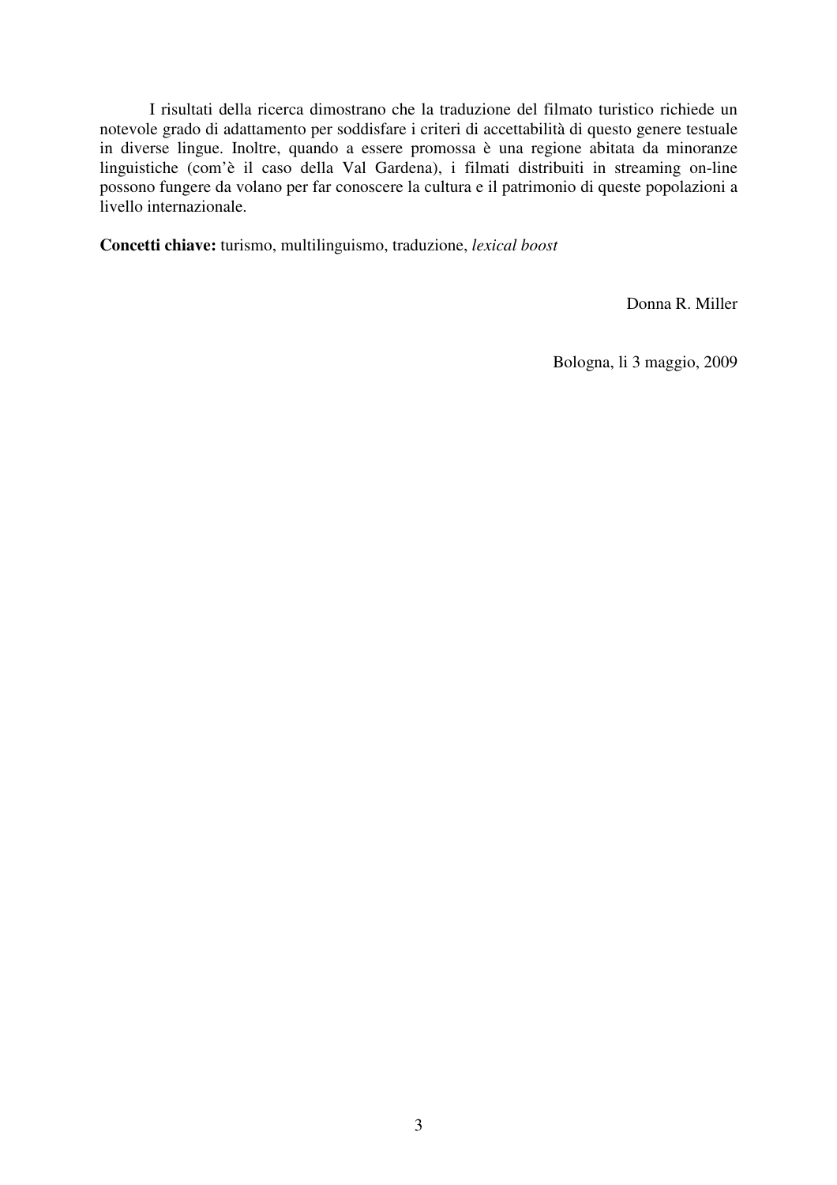I risultati della ricerca dimostrano che la traduzione del filmato turistico richiede un notevole grado di adattamento per soddisfare i criteri di accettabilità di questo genere testuale in diverse lingue. Inoltre, quando a essere promossa è una regione abitata da minoranze linguistiche (com'è il caso della Val Gardena), i filmati distribuiti in streaming on-line possono fungere da volano per far conoscere la cultura e il patrimonio di queste popolazioni a livello internazionale.

**Concetti chiave:** turismo, multilinguismo, traduzione, *lexical boost*

Donna R. Miller

Bologna, li 3 maggio, 2009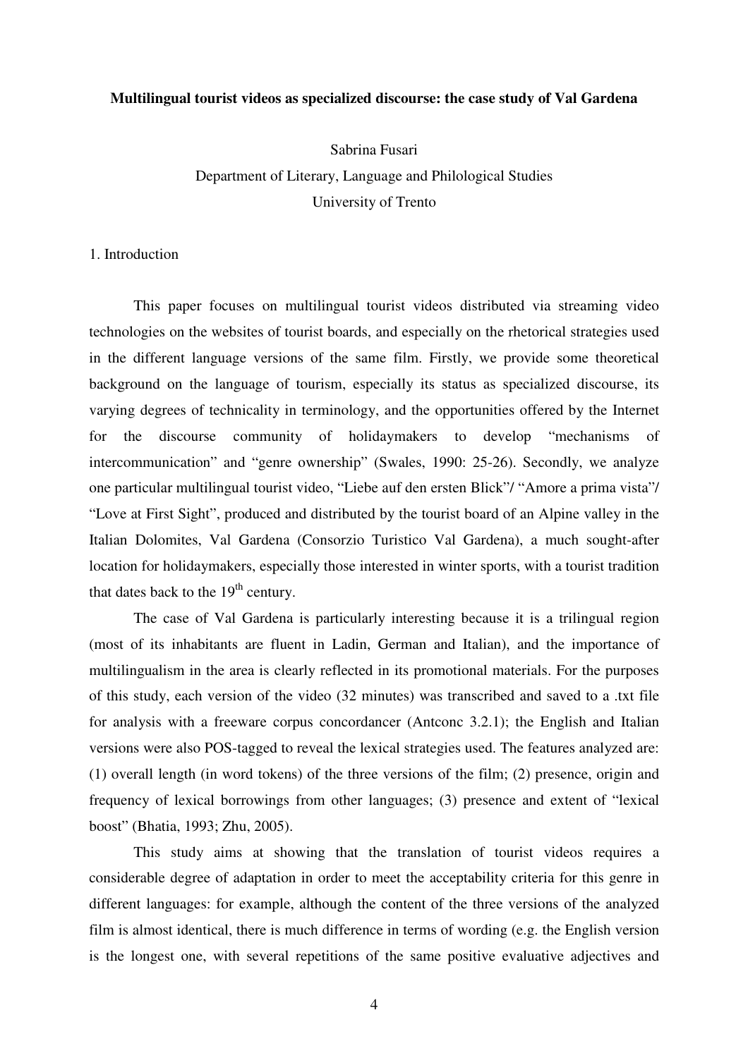**Multilingual tourist videos as specialized discourse: the case study of Val Gardena**

Sabrina Fusari
Department of Literary, Language and Philological Studies
University of Trento

## 1. Introduction

This paper focuses on multilingual tourist videos distributed via streaming video technologies on the websites of tourist boards, and especially on the rhetorical strategies used in the different language versions of the same film. Firstly, we provide some theoretical background on the language of tourism, especially its status as specialized discourse, its varying degrees of technicality in terminology, and the opportunities offered by the Internet for the discourse community of holidaymakers to develop "mechanisms of intercommunication" and "genre ownership" (Swales, 1990: 25-26). Secondly, we analyze one particular multilingual tourist video, "Liebe auf den ersten Blick"/ "Amore a prima vista"/ "Love at First Sight", produced and distributed by the tourist board of an Alpine valley in the Italian Dolomites, Val Gardena (Consorzio Turistico Val Gardena), a much sought-after location for holidaymakers, especially those interested in winter sports, with a tourist tradition that dates back to the 19th century.

The case of Val Gardena is particularly interesting because it is a trilingual region (most of its inhabitants are fluent in Ladin, German and Italian), and the importance of multilingualism in the area is clearly reflected in its promotional materials. For the purposes of this study, each version of the video (32 minutes) was transcribed and saved to a .txt file for analysis with a freeware corpus concordancer (Antconc 3.2.1); the English and Italian versions were also POS-tagged to reveal the lexical strategies used. The features analyzed are: (1) overall length (in word tokens) of the three versions of the film; (2) presence, origin and frequency of lexical borrowings from other languages; (3) presence and extent of "lexical boost" (Bhatia, 1993; Zhu, 2005).

This study aims at showing that the translation of tourist videos requires a considerable degree of adaptation in order to meet the acceptability criteria for this genre in different languages: for example, although the content of the three versions of the analyzed film is almost identical, there is much difference in terms of wording (e.g. the English version is the longest one, with several repetitions of the same positive evaluative adjectives and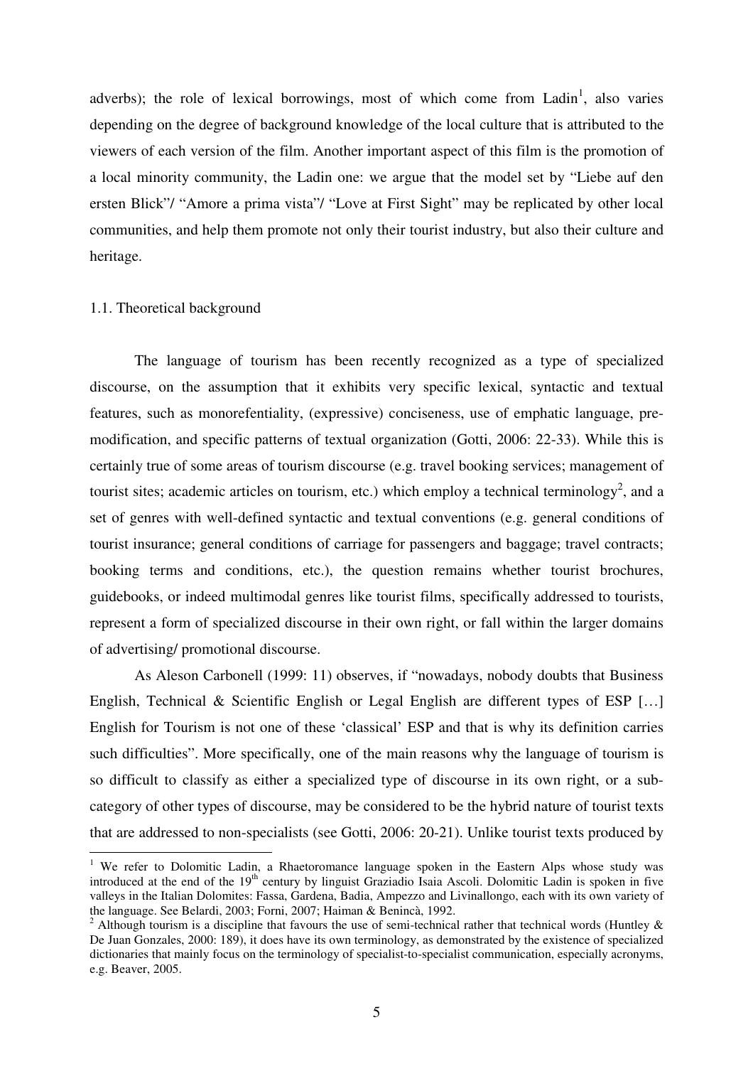adverbs); the role of lexical borrowings, most of which come from Ladin[1], also varies depending on the degree of background knowledge of the local culture that is attributed to the viewers of each version of the film. Another important aspect of this film is the promotion of a local minority community, the Ladin one: we argue that the model set by "Liebe auf den ersten Blick"/ "Amore a prima vista"/ "Love at First Sight" may be replicated by other local communities, and help them promote not only their tourist industry, but also their culture and heritage.

### 1.1. Theoretical background

The language of tourism has been recently recognized as a type of specialized discourse, on the assumption that it exhibits very specific lexical, syntactic and textual features, such as monorefentiality, (expressive) conciseness, use of emphatic language, pre-modification, and specific patterns of textual organization (Gotti, 2006: 22-33). While this is certainly true of some areas of tourism discourse (e.g. travel booking services; management of tourist sites; academic articles on tourism, etc.) which employ a technical terminology[2], and a set of genres with well-defined syntactic and textual conventions (e.g. general conditions of tourist insurance; general conditions of carriage for passengers and baggage; travel contracts; booking terms and conditions, etc.), the question remains whether tourist brochures, guidebooks, or indeed multimodal genres like tourist films, specifically addressed to tourists, represent a form of specialized discourse in their own right, or fall within the larger domains of advertising/ promotional discourse.

As Aleson Carbonell (1999: 11) observes, if "nowadays, nobody doubts that Business English, Technical & Scientific English or Legal English are different types of ESP […] English for Tourism is not one of these 'classical' ESP and that is why its definition carries such difficulties". More specifically, one of the main reasons why the language of tourism is so difficult to classify as either a specialized type of discourse in its own right, or a sub-category of other types of discourse, may be considered to be the hybrid nature of tourist texts that are addressed to non-specialists (see Gotti, 2006: 20-21). Unlike tourist texts produced by

---

[1] We refer to Dolomitic Ladin, a Rhaetoromance language spoken in the Eastern Alps whose study was introduced at the end of the 19th century by linguist Graziadio Isaia Ascoli. Dolomitic Ladin is spoken in five valleys in the Italian Dolomites: Fassa, Gardena, Badia, Ampezzo and Livinallongo, each with its own variety of the language. See Belardi, 2003; Forni, 2007; Haiman & Benincà, 1992.

[2] Although tourism is a discipline that favours the use of semi-technical rather that technical words (Huntley & De Juan Gonzales, 2000: 189), it does have its own terminology, as demonstrated by the existence of specialized dictionaries that mainly focus on the terminology of specialist-to-specialist communication, especially acronyms, e.g. Beaver, 2005.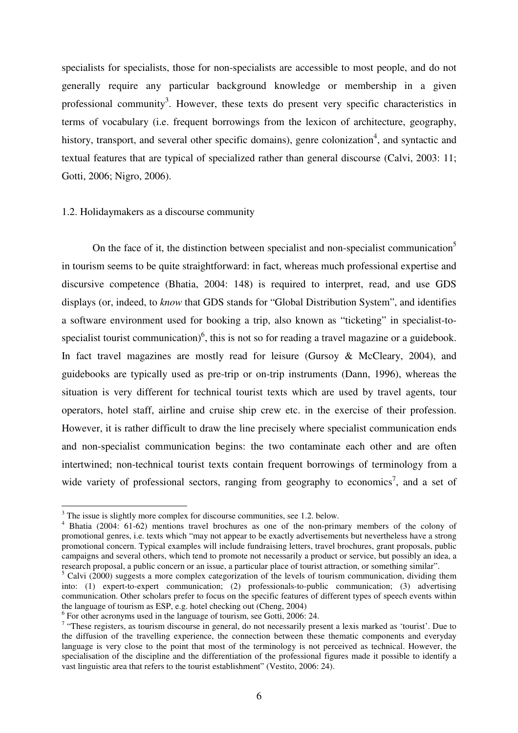specialists for specialists, those for non-specialists are accessible to most people, and do not generally require any particular background knowledge or membership in a given professional community[3]. However, these texts do present very specific characteristics in terms of vocabulary (i.e. frequent borrowings from the lexicon of architecture, geography, history, transport, and several other specific domains), genre colonization[4], and syntactic and textual features that are typical of specialized rather than general discourse (Calvi, 2003: 11; Gotti, 2006; Nigro, 2006).

### 1.2. Holidaymakers as a discourse community

On the face of it, the distinction between specialist and non-specialist communication[5] in tourism seems to be quite straightforward: in fact, whereas much professional expertise and discursive competence (Bhatia, 2004: 148) is required to interpret, read, and use GDS displays (or, indeed, to *know* that GDS stands for "Global Distribution System", and identifies a software environment used for booking a trip, also known as "ticketing" in specialist-to-specialist tourist communication)[6], this is not so for reading a travel magazine or a guidebook. In fact travel magazines are mostly read for leisure (Gursoy & McCleary, 2004), and guidebooks are typically used as pre-trip or on-trip instruments (Dann, 1996), whereas the situation is very different for technical tourist texts which are used by travel agents, tour operators, hotel staff, airline and cruise ship crew etc. in the exercise of their profession. However, it is rather difficult to draw the line precisely where specialist communication ends and non-specialist communication begins: the two contaminate each other and are often intertwined; non-technical tourist texts contain frequent borrowings of terminology from a wide variety of professional sectors, ranging from geography to economics[7], and a set of

---

[3] The issue is slightly more complex for discourse communities, see 1.2. below.

[4] Bhatia (2004: 61-62) mentions travel brochures as one of the non-primary members of the colony of promotional genres, i.e. texts which "may not appear to be exactly advertisements but nevertheless have a strong promotional concern. Typical examples will include fundraising letters, travel brochures, grant proposals, public campaigns and several others, which tend to promote not necessarily a product or service, but possibly an idea, a research proposal, a public concern or an issue, a particular place of tourist attraction, or something similar".

[5] Calvi (2000) suggests a more complex categorization of the levels of tourism communication, dividing them into: (1) expert-to-expert communication; (2) professionals-to-public communication; (3) advertising communication. Other scholars prefer to focus on the specific features of different types of speech events within the language of tourism as ESP, e.g. hotel checking out (Cheng, 2004)

[6] For other acronyms used in the language of tourism, see Gotti, 2006: 24.

[7] "These registers, as tourism discourse in general, do not necessarily present a lexis marked as 'tourist'. Due to the diffusion of the travelling experience, the connection between these thematic components and everyday language is very close to the point that most of the terminology is not perceived as technical. However, the specialisation of the discipline and the differentiation of the professional figures made it possible to identify a vast linguistic area that refers to the tourist establishment" (Vestito, 2006: 24).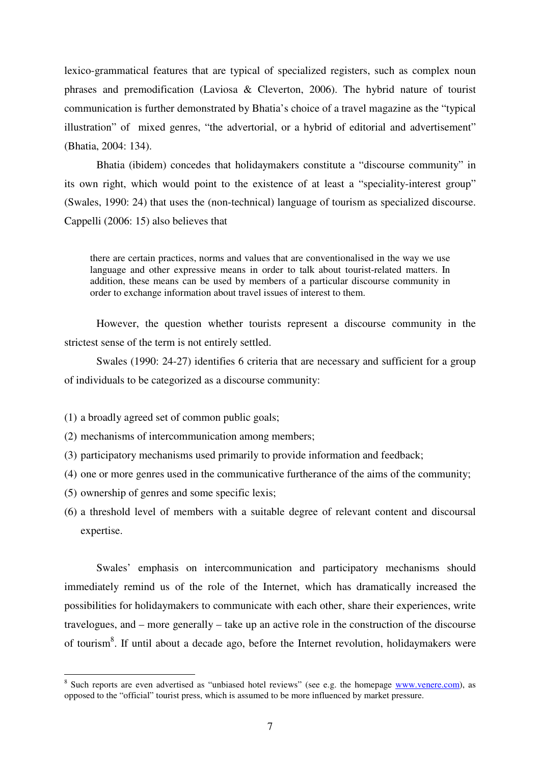lexico-grammatical features that are typical of specialized registers, such as complex noun phrases and premodification (Laviosa & Cleverton, 2006). The hybrid nature of tourist communication is further demonstrated by Bhatia's choice of a travel magazine as the "typical illustration" of mixed genres, "the advertorial, or a hybrid of editorial and advertisement" (Bhatia, 2004: 134).

Bhatia (ibidem) concedes that holidaymakers constitute a "discourse community" in its own right, which would point to the existence of at least a "speciality-interest group" (Swales, 1990: 24) that uses the (non-technical) language of tourism as specialized discourse. Cappelli (2006: 15) also believes that

> there are certain practices, norms and values that are conventionalised in the way we use language and other expressive means in order to talk about tourist-related matters. In addition, these means can be used by members of a particular discourse community in order to exchange information about travel issues of interest to them.

However, the question whether tourists represent a discourse community in the strictest sense of the term is not entirely settled.

Swales (1990: 24-27) identifies 6 criteria that are necessary and sufficient for a group of individuals to be categorized as a discourse community:

(1) a broadly agreed set of common public goals;
(2) mechanisms of intercommunication among members;
(3) participatory mechanisms used primarily to provide information and feedback;
(4) one or more genres used in the communicative furtherance of the aims of the community;
(5) ownership of genres and some specific lexis;
(6) a threshold level of members with a suitable degree of relevant content and discoursal expertise.

Swales' emphasis on intercommunication and participatory mechanisms should immediately remind us of the role of the Internet, which has dramatically increased the possibilities for holidaymakers to communicate with each other, share their experiences, write travelogues, and – more generally – take up an active role in the construction of the discourse of tourism[8]. If until about a decade ago, before the Internet revolution, holidaymakers were

---

[8] Such reports are even advertised as "unbiased hotel reviews" (see e.g. the homepage www.venere.com), as opposed to the "official" tourist press, which is assumed to be more influenced by market pressure.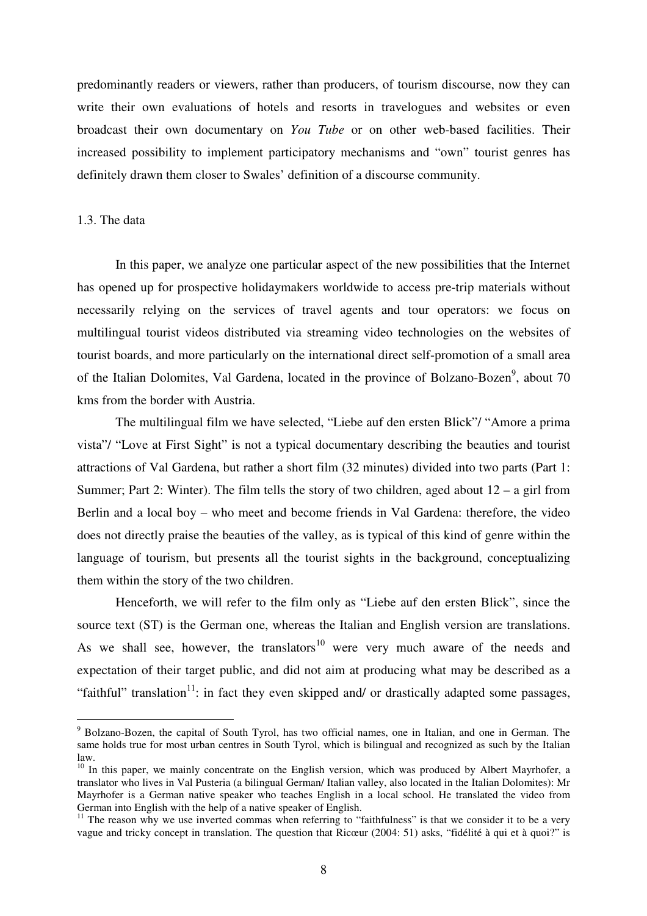predominantly readers or viewers, rather than producers, of tourism discourse, now they can write their own evaluations of hotels and resorts in travelogues and websites or even broadcast their own documentary on *You Tube* or on other web-based facilities. Their increased possibility to implement participatory mechanisms and "own" tourist genres has definitely drawn them closer to Swales' definition of a discourse community.

## 1.3. The data

In this paper, we analyze one particular aspect of the new possibilities that the Internet has opened up for prospective holidaymakers worldwide to access pre-trip materials without necessarily relying on the services of travel agents and tour operators: we focus on multilingual tourist videos distributed via streaming video technologies on the websites of tourist boards, and more particularly on the international direct self-promotion of a small area of the Italian Dolomites, Val Gardena, located in the province of Bolzano-Bozen[9], about 70 kms from the border with Austria.

The multilingual film we have selected, "Liebe auf den ersten Blick"/ "Amore a prima vista"/ "Love at First Sight" is not a typical documentary describing the beauties and tourist attractions of Val Gardena, but rather a short film (32 minutes) divided into two parts (Part 1: Summer; Part 2: Winter). The film tells the story of two children, aged about 12 – a girl from Berlin and a local boy – who meet and become friends in Val Gardena: therefore, the video does not directly praise the beauties of the valley, as is typical of this kind of genre within the language of tourism, but presents all the tourist sights in the background, conceptualizing them within the story of the two children.

Henceforth, we will refer to the film only as "Liebe auf den ersten Blick", since the source text (ST) is the German one, whereas the Italian and English version are translations. As we shall see, however, the translators[10] were very much aware of the needs and expectation of their target public, and did not aim at producing what may be described as a "faithful" translation[11]: in fact they even skipped and/ or drastically adapted some passages,

---

[9] Bolzano-Bozen, the capital of South Tyrol, has two official names, one in Italian, and one in German. The same holds true for most urban centres in South Tyrol, which is bilingual and recognized as such by the Italian law.

[10] In this paper, we mainly concentrate on the English version, which was produced by Albert Mayrhofer, a translator who lives in Val Pusteria (a bilingual German/ Italian valley, also located in the Italian Dolomites): Mr Mayrhofer is a German native speaker who teaches English in a local school. He translated the video from German into English with the help of a native speaker of English.

[11] The reason why we use inverted commas when referring to "faithfulness" is that we consider it to be a very vague and tricky concept in translation. The question that Ricœur (2004: 51) asks, "fidélité à qui et à quoi?" is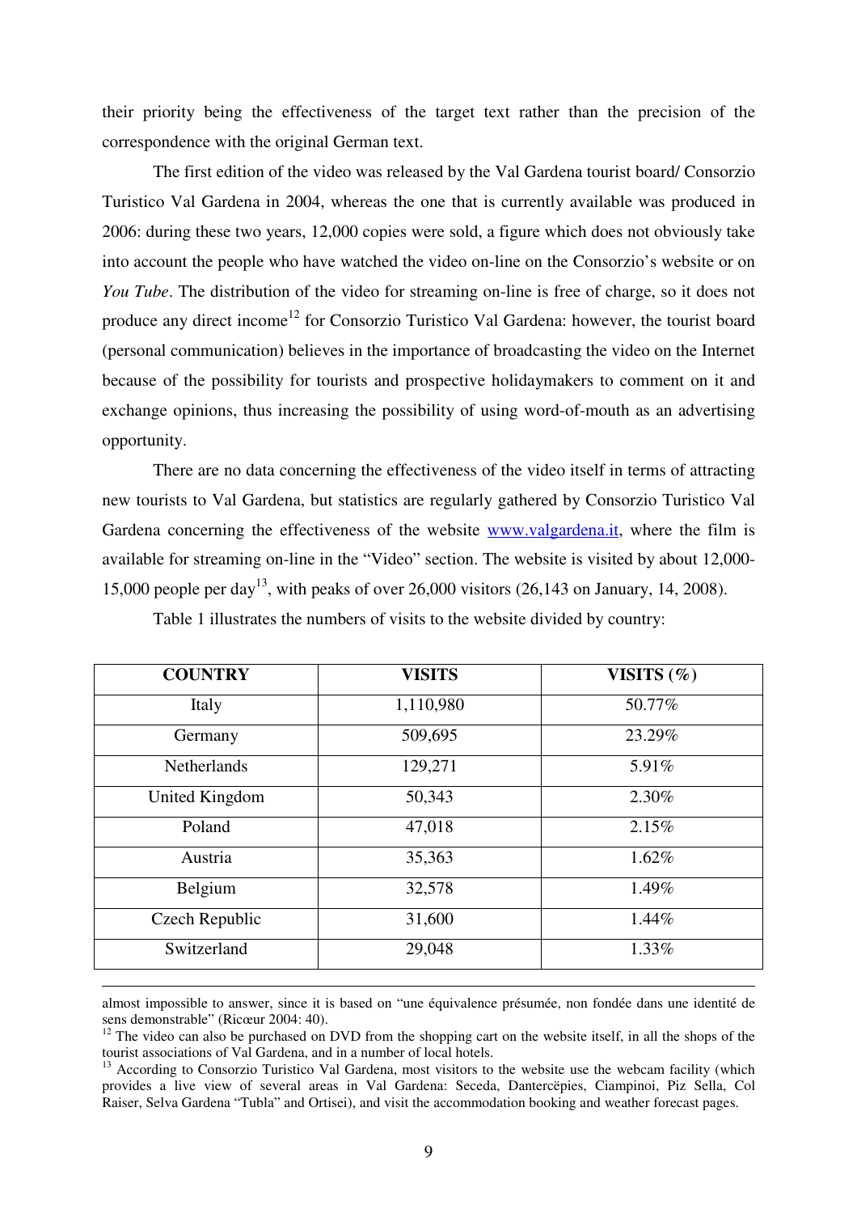their priority being the effectiveness of the target text rather than the precision of the correspondence with the original German text.

The first edition of the video was released by the Val Gardena tourist board/ Consorzio Turistico Val Gardena in 2004, whereas the one that is currently available was produced in 2006: during these two years, 12,000 copies were sold, a figure which does not obviously take into account the people who have watched the video on-line on the Consorzio's website or on *You Tube*. The distribution of the video for streaming on-line is free of charge, so it does not produce any direct income[12] for Consorzio Turistico Val Gardena: however, the tourist board (personal communication) believes in the importance of broadcasting the video on the Internet because of the possibility for tourists and prospective holidaymakers to comment on it and exchange opinions, thus increasing the possibility of using word-of-mouth as an advertising opportunity.

There are no data concerning the effectiveness of the video itself in terms of attracting new tourists to Val Gardena, but statistics are regularly gathered by Consorzio Turistico Val Gardena concerning the effectiveness of the website www.valgardena.it, where the film is available for streaming on-line in the "Video" section. The website is visited by about 12,000-15,000 people per day[13], with peaks of over 26,000 visitors (26,143 on January, 14, 2008).

Table 1 illustrates the numbers of visits to the website divided by country:

| COUNTRY | VISITS | VISITS (%) |
|---|---|---|
| Italy | 1,110,980 | 50.77% |
| Germany | 509,695 | 23.29% |
| Netherlands | 129,271 | 5.91% |
| United Kingdom | 50,343 | 2.30% |
| Poland | 47,018 | 2.15% |
| Austria | 35,363 | 1.62% |
| Belgium | 32,578 | 1.49% |
| Czech Republic | 31,600 | 1.44% |
| Switzerland | 29,048 | 1.33% |

almost impossible to answer, since it is based on "une équivalence présumée, non fondée dans une identité de sens demonstrable" (Ricœur 2004: 40).

[12] The video can also be purchased on DVD from the shopping cart on the website itself, in all the shops of the tourist associations of Val Gardena, and in a number of local hotels.

[13] According to Consorzio Turistico Val Gardena, most visitors to the website use the webcam facility (which provides a live view of several areas in Val Gardena: Seceda, Dantercëpies, Ciampinoi, Piz Sella, Col Raiser, Selva Gardena "Tubla" and Ortisei), and visit the accommodation booking and weather forecast pages.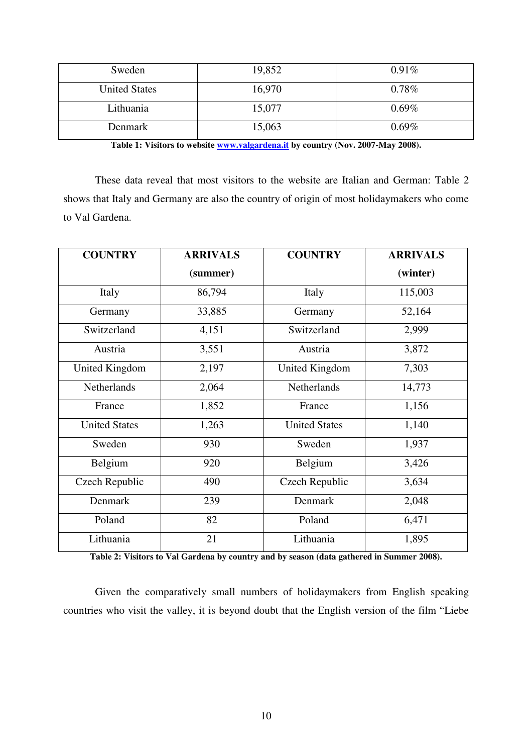| Sweden | 19,852 | 0.91% |
| --- | --- | --- |
| United States | 16,970 | 0.78% |
| Lithuania | 15,077 | 0.69% |
| Denmark | 15,063 | 0.69% |

**Table 1: Visitors to website [www.valgardena.it](http://www.valgardena.it) by country (Nov. 2007-May 2008).**

These data reveal that most visitors to the website are Italian and German: Table 2 shows that Italy and Germany are also the country of origin of most holidaymakers who come to Val Gardena.

| COUNTRY | ARRIVALS (summer) | COUNTRY | ARRIVALS (winter) |
| --- | --- | --- | --- |
| Italy | 86,794 | Italy | 115,003 |
| Germany | 33,885 | Germany | 52,164 |
| Switzerland | 4,151 | Switzerland | 2,999 |
| Austria | 3,551 | Austria | 3,872 |
| United Kingdom | 2,197 | United Kingdom | 7,303 |
| Netherlands | 2,064 | Netherlands | 14,773 |
| France | 1,852 | France | 1,156 |
| United States | 1,263 | United States | 1,140 |
| Sweden | 930 | Sweden | 1,937 |
| Belgium | 920 | Belgium | 3,426 |
| Czech Republic | 490 | Czech Republic | 3,634 |
| Denmark | 239 | Denmark | 2,048 |
| Poland | 82 | Poland | 6,471 |
| Lithuania | 21 | Lithuania | 1,895 |

**Table 2: Visitors to Val Gardena by country and by season (data gathered in Summer 2008).**

Given the comparatively small numbers of holidaymakers from English speaking countries who visit the valley, it is beyond doubt that the English version of the film "Liebe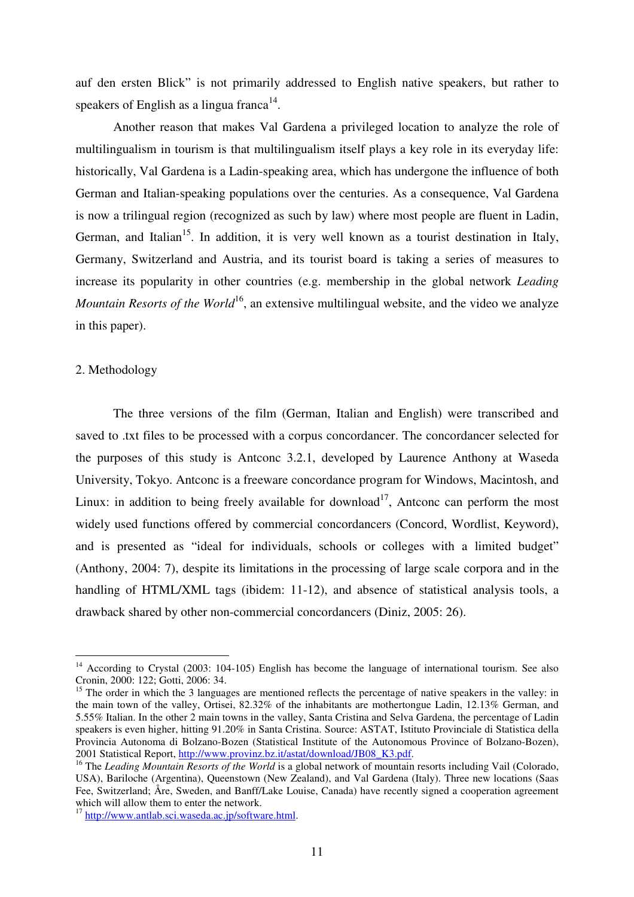auf den ersten Blick" is not primarily addressed to English native speakers, but rather to speakers of English as a lingua franca[14].

Another reason that makes Val Gardena a privileged location to analyze the role of multilingualism in tourism is that multilingualism itself plays a key role in its everyday life: historically, Val Gardena is a Ladin-speaking area, which has undergone the influence of both German and Italian-speaking populations over the centuries. As a consequence, Val Gardena is now a trilingual region (recognized as such by law) where most people are fluent in Ladin, German, and Italian[15]. In addition, it is very well known as a tourist destination in Italy, Germany, Switzerland and Austria, and its tourist board is taking a series of measures to increase its popularity in other countries (e.g. membership in the global network *Leading Mountain Resorts of the World*[16], an extensive multilingual website, and the video we analyze in this paper).

## 2. Methodology

The three versions of the film (German, Italian and English) were transcribed and saved to .txt files to be processed with a corpus concordancer. The concordancer selected for the purposes of this study is Antconc 3.2.1, developed by Laurence Anthony at Waseda University, Tokyo. Antconc is a freeware concordance program for Windows, Macintosh, and Linux: in addition to being freely available for download[17], Antconc can perform the most widely used functions offered by commercial concordancers (Concord, Wordlist, Keyword), and is presented as "ideal for individuals, schools or colleges with a limited budget" (Anthony, 2004: 7), despite its limitations in the processing of large scale corpora and in the handling of HTML/XML tags (ibidem: 11-12), and absence of statistical analysis tools, a drawback shared by other non-commercial concordancers (Diniz, 2005: 26).

---

[14] According to Crystal (2003: 104-105) English has become the language of international tourism. See also Cronin, 2000: 122; Gotti, 2006: 34.

[15] The order in which the 3 languages are mentioned reflects the percentage of native speakers in the valley: in the main town of the valley, Ortisei, 82.32% of the inhabitants are mothertongue Ladin, 12.13% German, and 5.55% Italian. In the other 2 main towns in the valley, Santa Cristina and Selva Gardena, the percentage of Ladin speakers is even higher, hitting 91.20% in Santa Cristina. Source: ASTAT, Istituto Provinciale di Statistica della Provincia Autonoma di Bolzano-Bozen (Statistical Institute of the Autonomous Province of Bolzano-Bozen), 2001 Statistical Report, http://www.provinz.bz.it/astat/download/JB08_K3.pdf.

[16] The *Leading Mountain Resorts of the World* is a global network of mountain resorts including Vail (Colorado, USA), Bariloche (Argentina), Queenstown (New Zealand), and Val Gardena (Italy). Three new locations (Saas Fee, Switzerland; Åre, Sweden, and Banff/Lake Louise, Canada) have recently signed a cooperation agreement which will allow them to enter the network.

[17] http://www.antlab.sci.waseda.ac.jp/software.html.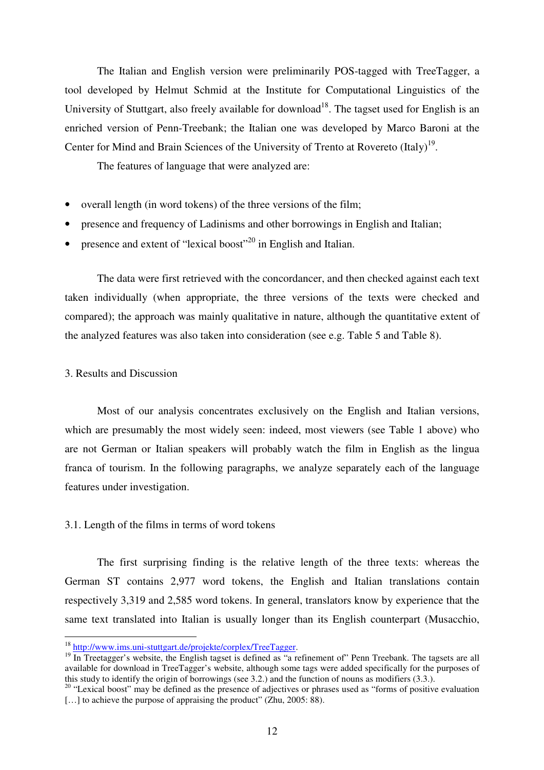The Italian and English version were preliminarily POS-tagged with TreeTagger, a tool developed by Helmut Schmid at the Institute for Computational Linguistics of the University of Stuttgart, also freely available for download[18]. The tagset used for English is an enriched version of Penn-Treebank; the Italian one was developed by Marco Baroni at the Center for Mind and Brain Sciences of the University of Trento at Rovereto (Italy)[19].

The features of language that were analyzed are:

- overall length (in word tokens) of the three versions of the film;
- presence and frequency of Ladinisms and other borrowings in English and Italian;
- presence and extent of "lexical boost"[20] in English and Italian.

The data were first retrieved with the concordancer, and then checked against each text taken individually (when appropriate, the three versions of the texts were checked and compared); the approach was mainly qualitative in nature, although the quantitative extent of the analyzed features was also taken into consideration (see e.g. Table 5 and Table 8).

## 3. Results and Discussion

Most of our analysis concentrates exclusively on the English and Italian versions, which are presumably the most widely seen: indeed, most viewers (see Table 1 above) who are not German or Italian speakers will probably watch the film in English as the lingua franca of tourism. In the following paragraphs, we analyze separately each of the language features under investigation.

### 3.1. Length of the films in terms of word tokens

The first surprising finding is the relative length of the three texts: whereas the German ST contains 2,977 word tokens, the English and Italian translations contain respectively 3,319 and 2,585 word tokens. In general, translators know by experience that the same text translated into Italian is usually longer than its English counterpart (Musacchio,

---

[18] http://www.ims.uni-stuttgart.de/projekte/corplex/TreeTagger.

[19] In Treetagger's website, the English tagset is defined as "a refinement of" Penn Treebank. The tagsets are all available for download in TreeTagger's website, although some tags were added specifically for the purposes of this study to identify the origin of borrowings (see 3.2.) and the function of nouns as modifiers (3.3.).

[20] "Lexical boost" may be defined as the presence of adjectives or phrases used as "forms of positive evaluation […] to achieve the purpose of appraising the product" (Zhu, 2005: 88).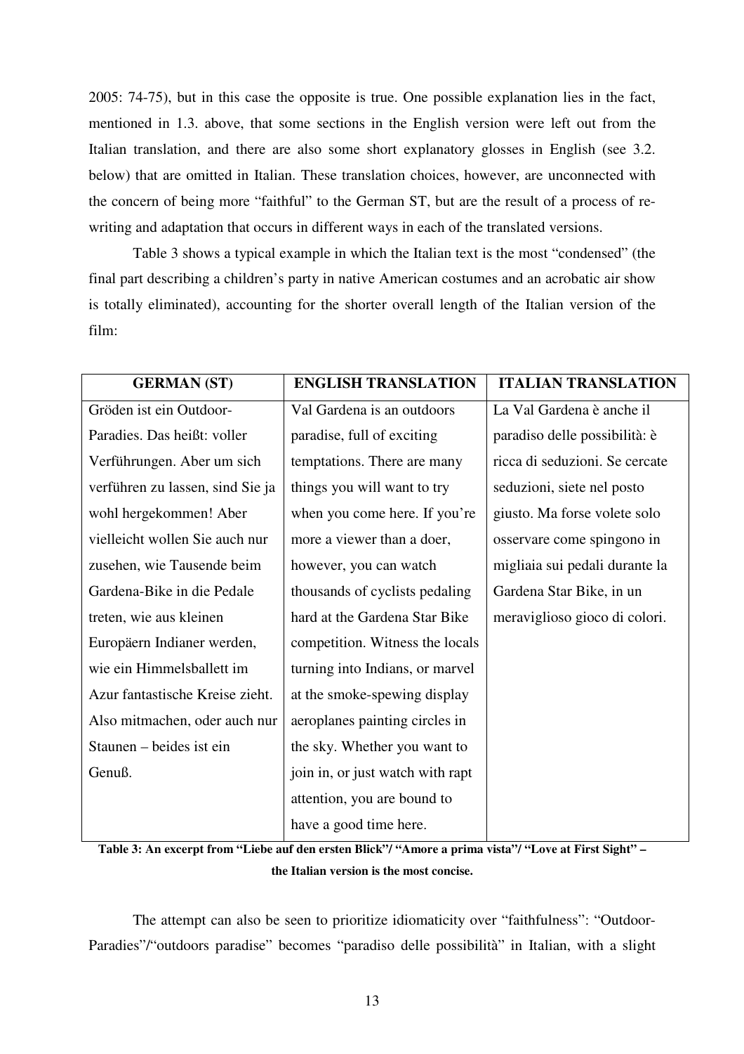2005: 74-75), but in this case the opposite is true. One possible explanation lies in the fact, mentioned in 1.3. above, that some sections in the English version were left out from the Italian translation, and there are also some short explanatory glosses in English (see 3.2. below) that are omitted in Italian. These translation choices, however, are unconnected with the concern of being more "faithful" to the German ST, but are the result of a process of re-writing and adaptation that occurs in different ways in each of the translated versions.

Table 3 shows a typical example in which the Italian text is the most "condensed" (the final part describing a children's party in native American costumes and an acrobatic air show is totally eliminated), accounting for the shorter overall length of the Italian version of the film:

| GERMAN (ST) | ENGLISH TRANSLATION | ITALIAN TRANSLATION |
|---|---|---|
| Gröden ist ein Outdoor-Paradies. Das heißt: voller Verführungen. Aber um sich verführen zu lassen, sind Sie ja wohl hergekommen! Aber vielleicht wollen Sie auch nur zusehen, wie Tausende beim Gardena-Bike in die Pedale treten, wie aus kleinen Europäern Indianer werden, wie ein Himmelsballett im Azur fantastische Kreise zieht. Also mitmachen, oder auch nur Staunen – beides ist ein Genuß. | Val Gardena is an outdoors paradise, full of exciting temptations. There are many things you will want to try when you come here. If you're more a viewer than a doer, however, you can watch thousands of cyclists pedaling hard at the Gardena Star Bike competition. Witness the locals turning into Indians, or marvel at the smoke-spewing display aeroplanes painting circles in the sky. Whether you want to join in, or just watch with rapt attention, you are bound to have a good time here. | La Val Gardena è anche il paradiso delle possibilità: è ricca di seduzioni. Se cercate seduzioni, siete nel posto giusto. Ma forse volete solo osservare come spingono in migliaia sui pedali durante la Gardena Star Bike, in un meraviglioso gioco di colori. |

**Table 3: An excerpt from "Liebe auf den ersten Blick"/ "Amore a prima vista"/ "Love at First Sight" – the Italian version is the most concise.**

The attempt can also be seen to prioritize idiomaticity over "faithfulness": "Outdoor-Paradies"/"outdoors paradise" becomes "paradiso delle possibilità" in Italian, with a slight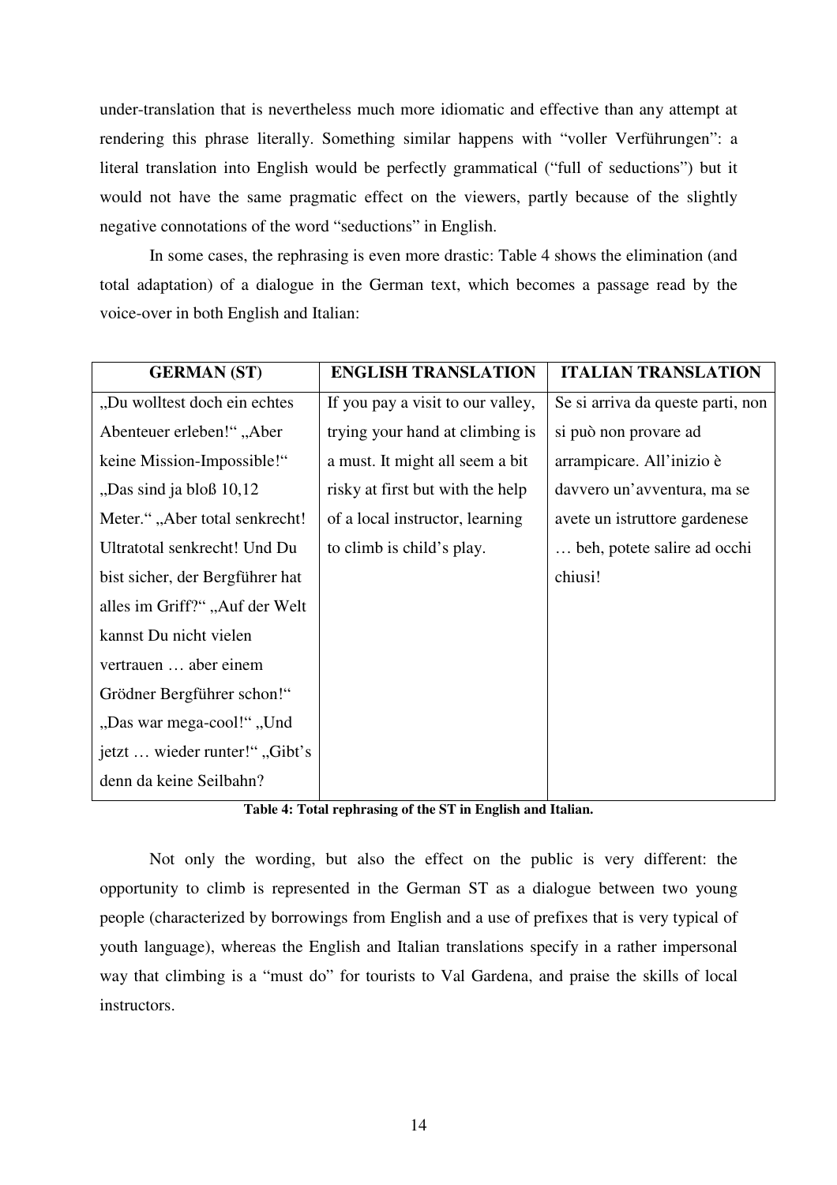under-translation that is nevertheless much more idiomatic and effective than any attempt at rendering this phrase literally. Something similar happens with "voller Verführungen": a literal translation into English would be perfectly grammatical ("full of seductions") but it would not have the same pragmatic effect on the viewers, partly because of the slightly negative connotations of the word "seductions" in English.

In some cases, the rephrasing is even more drastic: Table 4 shows the elimination (and total adaptation) of a dialogue in the German text, which becomes a passage read by the voice-over in both English and Italian:

| GERMAN (ST) | ENGLISH TRANSLATION | ITALIAN TRANSLATION |
|---|---|---|
| „Du wolltest doch ein echtes Abenteuer erleben!" „Aber keine Mission-Impossible!" „Das sind ja bloß 10,12 Meter." „Aber total senkrecht! Ultratotal senkrecht! Und Du bist sicher, der Bergführer hat alles im Griff?" „Auf der Welt kannst Du nicht vielen vertrauen … aber einem Grödner Bergführer schon!" „Das war mega-cool!" „Und jetzt … wieder runter!" „Gibt's denn da keine Seilbahn? | If you pay a visit to our valley, trying your hand at climbing is a must. It might all seem a bit risky at first but with the help of a local instructor, learning to climb is child's play. | Se si arriva da queste parti, non si può non provare ad arrampicare. All'inizio è davvero un'avventura, ma se avete un istruttore gardenese … beh, potete salire ad occhi chiusi! |

**Table 4: Total rephrasing of the ST in English and Italian.**

Not only the wording, but also the effect on the public is very different: the opportunity to climb is represented in the German ST as a dialogue between two young people (characterized by borrowings from English and a use of prefixes that is very typical of youth language), whereas the English and Italian translations specify in a rather impersonal way that climbing is a "must do" for tourists to Val Gardena, and praise the skills of local instructors.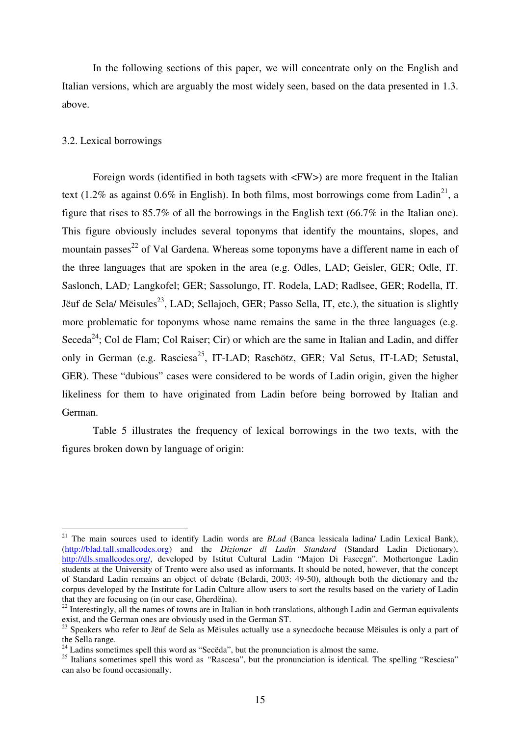In the following sections of this paper, we will concentrate only on the English and Italian versions, which are arguably the most widely seen, based on the data presented in 1.3. above.

### 3.2. Lexical borrowings

Foreign words (identified in both tagsets with <FW>) are more frequent in the Italian text (1.2% as against 0.6% in English). In both films, most borrowings come from Ladin[21], a figure that rises to 85.7% of all the borrowings in the English text (66.7% in the Italian one). This figure obviously includes several toponyms that identify the mountains, slopes, and mountain passes[22] of Val Gardena. Whereas some toponyms have a different name in each of the three languages that are spoken in the area (e.g. Odles, LAD; Geisler, GER; Odle, IT. Saslonch, LAD*;* Langkofel; GER; Sassolungo, IT. Rodela, LAD; Radlsee, GER; Rodella, IT. Jëuf de Sela/ Mëisules[23], LAD; Sellajoch, GER; Passo Sella, IT, etc.), the situation is slightly more problematic for toponyms whose name remains the same in the three languages (e.g. Seceda[24]; Col de Flam; Col Raiser; Cir) or which are the same in Italian and Ladin, and differ only in German (e.g. Rasciesa[25], IT-LAD; Raschötz, GER; Val Setus, IT-LAD; Setustal, GER). These "dubious" cases were considered to be words of Ladin origin, given the higher likeliness for them to have originated from Ladin before being borrowed by Italian and German.

Table 5 illustrates the frequency of lexical borrowings in the two texts, with the figures broken down by language of origin:

---

[21] The main sources used to identify Ladin words are *BLad* (Banca lessicala ladina/ Ladin Lexical Bank), (http://blad.tall.smallcodes.org) and the *Dizionar dl Ladin Standard* (Standard Ladin Dictionary), http://dls.smallcodes.org/, developed by Istitut Cultural Ladin "Majon Di Fascegn". Mothertongue Ladin students at the University of Trento were also used as informants. It should be noted, however, that the concept of Standard Ladin remains an object of debate (Belardi, 2003: 49-50), although both the dictionary and the corpus developed by the Institute for Ladin Culture allow users to sort the results based on the variety of Ladin that they are focusing on (in our case, Gherdëina).

[22] Interestingly, all the names of towns are in Italian in both translations, although Ladin and German equivalents exist, and the German ones are obviously used in the German ST.

[23] Speakers who refer to Jëuf de Sela as Mëisules actually use a synecdoche because Mëisules is only a part of the Sella range.

[24] Ladins sometimes spell this word as "Secëda", but the pronunciation is almost the same.

[25] Italians sometimes spell this word as "Rascesa", but the pronunciation is identical. The spelling "Resciesa" can also be found occasionally.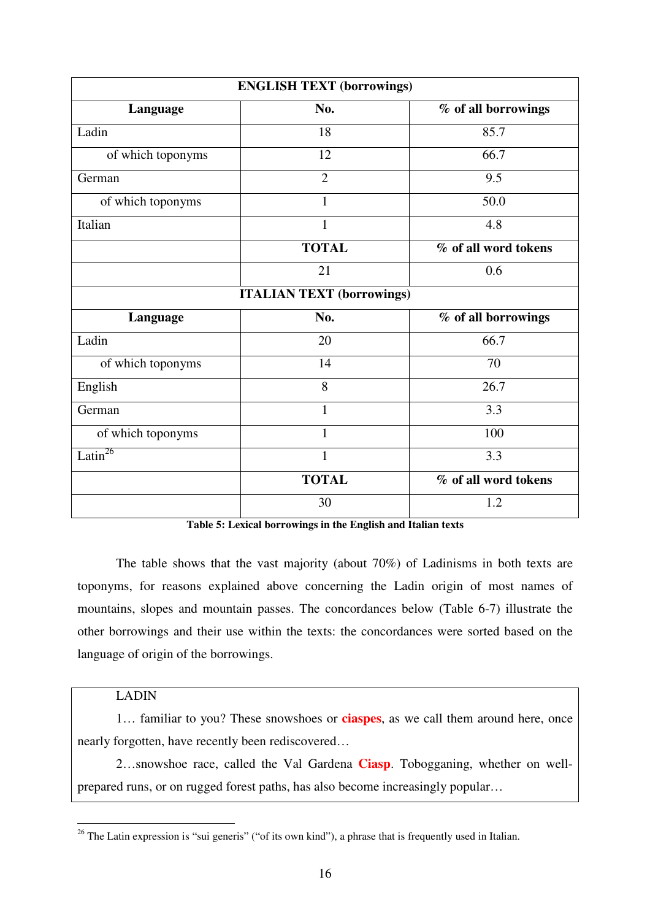| ENGLISH TEXT (borrowings) | | |
|---|---|---|
| **Language** | **No.** | **% of all borrowings** |
| Ladin | 18 | 85.7 |
| of which toponyms | 12 | 66.7 |
| German | 2 | 9.5 |
| of which toponyms | 1 | 50.0 |
| Italian | 1 | 4.8 |
| | **TOTAL** | **% of all word tokens** |
| | 21 | 0.6 |
| **ITALIAN TEXT (borrowings)** | | |
| **Language** | **No.** | **% of all borrowings** |
| Ladin | 20 | 66.7 |
| of which toponyms | 14 | 70 |
| English | 8 | 26.7 |
| German | 1 | 3.3 |
| of which toponyms | 1 | 100 |
| Latin[26] | 1 | 3.3 |
| | **TOTAL** | **% of all word tokens** |
| | 30 | 1.2 |

**Table 5: Lexical borrowings in the English and Italian texts**

The table shows that the vast majority (about 70%) of Ladinisms in both texts are toponyms, for reasons explained above concerning the Ladin origin of most names of mountains, slopes and mountain passes. The concordances below (Table 6-7) illustrate the other borrowings and their use within the texts: the concordances were sorted based on the language of origin of the borrowings.

LADIN

1… familiar to you? These snowshoes or **ciaspes**, as we call them around here, once nearly forgotten, have recently been rediscovered…

2…snowshoe race, called the Val Gardena **Ciasp**. Tobogganing, whether on well-prepared runs, or on rugged forest paths, has also become increasingly popular…

---

[26] The Latin expression is "sui generis" ("of its own kind"), a phrase that is frequently used in Italian.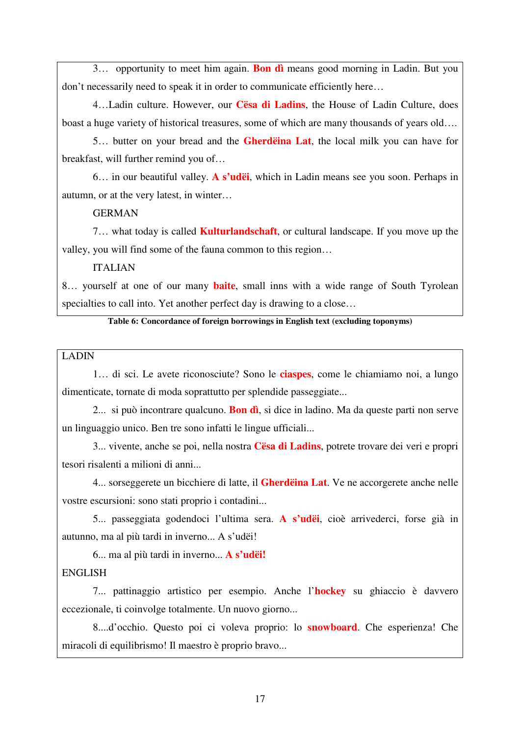3… opportunity to meet him again. **Bon dì** means good morning in Ladin. But you don't necessarily need to speak it in order to communicate efficiently here…

4…Ladin culture. However, our **Cësa di Ladins**, the House of Ladin Culture, does boast a huge variety of historical treasures, some of which are many thousands of years old….

5… butter on your bread and the **Gherdëina Lat**, the local milk you can have for breakfast, will further remind you of…

6… in our beautiful valley. **A s'udëi**, which in Ladin means see you soon. Perhaps in autumn, or at the very latest, in winter…

GERMAN

7… what today is called **Kulturlandschaft**, or cultural landscape. If you move up the valley, you will find some of the fauna common to this region…

ITALIAN

8… yourself at one of our many **baite**, small inns with a wide range of South Tyrolean specialties to call into. Yet another perfect day is drawing to a close…

**Table 6: Concordance of foreign borrowings in English text (excluding toponyms)**

LADIN

1… di sci. Le avete riconosciute? Sono le **ciaspes**, come le chiamiamo noi, a lungo dimenticate, tornate di moda soprattutto per splendide passeggiate...

2... si può incontrare qualcuno. **Bon dì**, si dice in ladino. Ma da queste parti non serve un linguaggio unico. Ben tre sono infatti le lingue ufficiali...

3... vivente, anche se poi, nella nostra **Cësa di Ladins**, potrete trovare dei veri e propri tesori risalenti a milioni di anni...

4... sorseggerete un bicchiere di latte, il **Gherdëina Lat**. Ve ne accorgerete anche nelle vostre escursioni: sono stati proprio i contadini...

5... passeggiata godendoci l'ultima sera. **A s'udëi**, cioè arrivederci, forse già in autunno, ma al più tardi in inverno... A s'udëi!

6... ma al più tardi in inverno... **A s'udëi!**

ENGLISH

7... pattinaggio artistico per esempio. Anche l'**hockey** su ghiaccio è davvero eccezionale, ti coinvolge totalmente. Un nuovo giorno...

8....d'occhio. Questo poi ci voleva proprio: lo **snowboard**. Che esperienza! Che miracoli di equilibrismo! Il maestro è proprio bravo...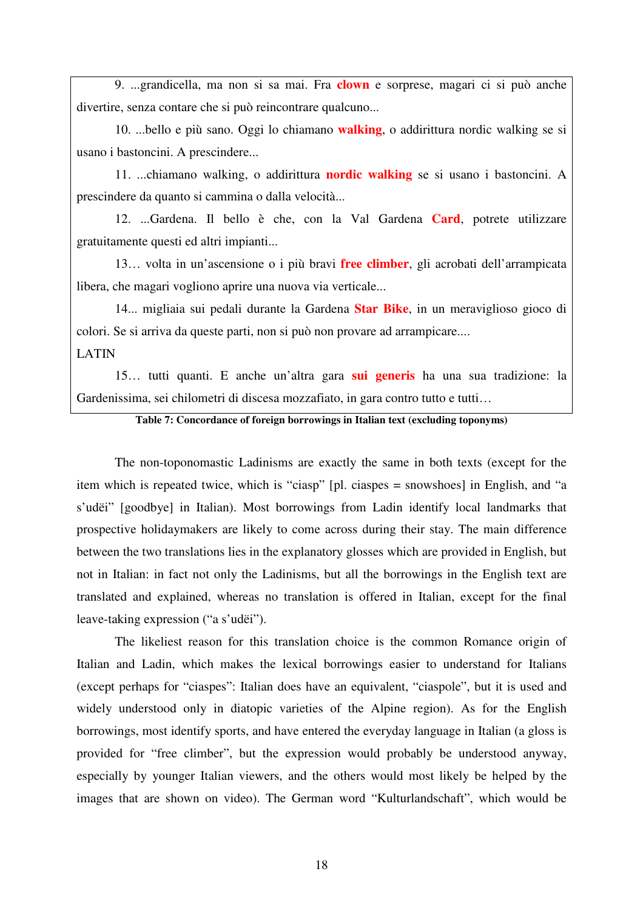9. ...grandicella, ma non si sa mai. Fra **clown** e sorprese, magari ci si può anche divertire, senza contare che si può reincontrare qualcuno...

10. ...bello e più sano. Oggi lo chiamano **walking**, o addirittura nordic walking se si usano i bastoncini. A prescindere...

11. ...chiamano walking, o addirittura **nordic walking** se si usano i bastoncini. A prescindere da quanto si cammina o dalla velocità...

12. ...Gardena. Il bello è che, con la Val Gardena **Card**, potrete utilizzare gratuitamente questi ed altri impianti...

13… volta in un'ascensione o i più bravi **free climber**, gli acrobati dell'arrampicata libera, che magari vogliono aprire una nuova via verticale...

14... migliaia sui pedali durante la Gardena **Star Bike**, in un meraviglioso gioco di colori. Se si arriva da queste parti, non si può non provare ad arrampicare....

LATIN

15… tutti quanti. E anche un'altra gara **sui generis** ha una sua tradizione: la Gardenissima, sei chilometri di discesa mozzafiato, in gara contro tutto e tutti…

**Table 7: Concordance of foreign borrowings in Italian text (excluding toponyms)**

The non-toponomastic Ladinisms are exactly the same in both texts (except for the item which is repeated twice, which is "ciasp" [pl. ciaspes = snowshoes] in English, and "a s'udëi" [goodbye] in Italian). Most borrowings from Ladin identify local landmarks that prospective holidaymakers are likely to come across during their stay. The main difference between the two translations lies in the explanatory glosses which are provided in English, but not in Italian: in fact not only the Ladinisms, but all the borrowings in the English text are translated and explained, whereas no translation is offered in Italian, except for the final leave-taking expression ("a s'udëi").

The likeliest reason for this translation choice is the common Romance origin of Italian and Ladin, which makes the lexical borrowings easier to understand for Italians (except perhaps for "ciaspes": Italian does have an equivalent, "ciaspole", but it is used and widely understood only in diatopic varieties of the Alpine region). As for the English borrowings, most identify sports, and have entered the everyday language in Italian (a gloss is provided for "free climber", but the expression would probably be understood anyway, especially by younger Italian viewers, and the others would most likely be helped by the images that are shown on video). The German word "Kulturlandschaft", which would be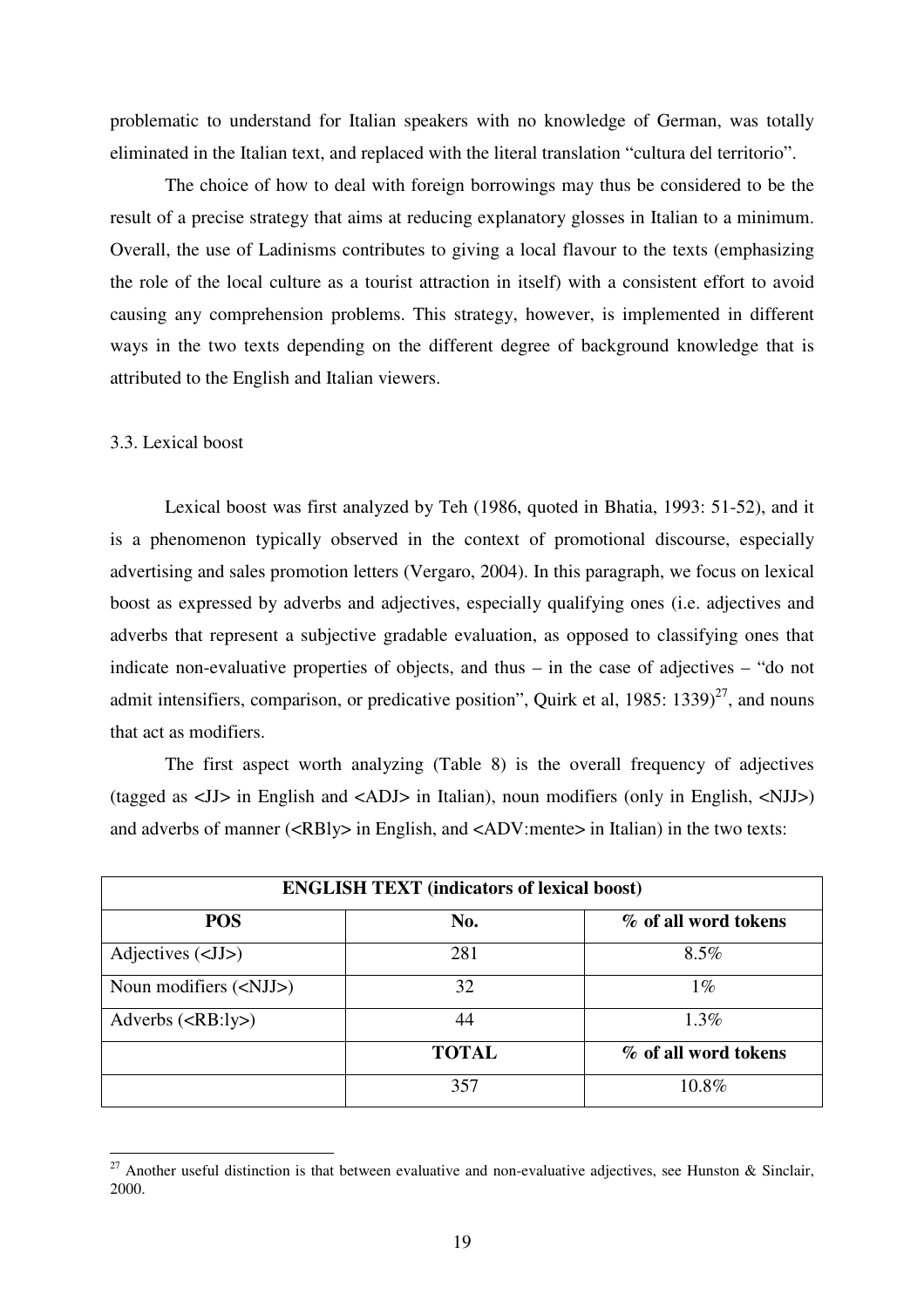problematic to understand for Italian speakers with no knowledge of German, was totally eliminated in the Italian text, and replaced with the literal translation "cultura del territorio".

The choice of how to deal with foreign borrowings may thus be considered to be the result of a precise strategy that aims at reducing explanatory glosses in Italian to a minimum. Overall, the use of Ladinisms contributes to giving a local flavour to the texts (emphasizing the role of the local culture as a tourist attraction in itself) with a consistent effort to avoid causing any comprehension problems. This strategy, however, is implemented in different ways in the two texts depending on the different degree of background knowledge that is attributed to the English and Italian viewers.

### 3.3. Lexical boost

Lexical boost was first analyzed by Teh (1986, quoted in Bhatia, 1993: 51-52), and it is a phenomenon typically observed in the context of promotional discourse, especially advertising and sales promotion letters (Vergaro, 2004). In this paragraph, we focus on lexical boost as expressed by adverbs and adjectives, especially qualifying ones (i.e. adjectives and adverbs that represent a subjective gradable evaluation, as opposed to classifying ones that indicate non-evaluative properties of objects, and thus – in the case of adjectives – "do not admit intensifiers, comparison, or predicative position", Quirk et al, 1985: 1339)[27], and nouns that act as modifiers.

The first aspect worth analyzing (Table 8) is the overall frequency of adjectives (tagged as <JJ> in English and <ADJ> in Italian), noun modifiers (only in English, <NJJ>) and adverbs of manner (<RBly> in English, and <ADV:mente> in Italian) in the two texts:

| **ENGLISH TEXT (indicators of lexical boost)** | | |
|---|---|---|
| **POS** | **No.** | **% of all word tokens** |
| Adjectives (<JJ>) | 281 | 8.5% |
| Noun modifiers (<NJJ>) | 32 | 1% |
| Adverbs (<RB:ly>) | 44 | 1.3% |
| | **TOTAL** | **% of all word tokens** |
| | 357 | 10.8% |

[27] Another useful distinction is that between evaluative and non-evaluative adjectives, see Hunston & Sinclair, 2000.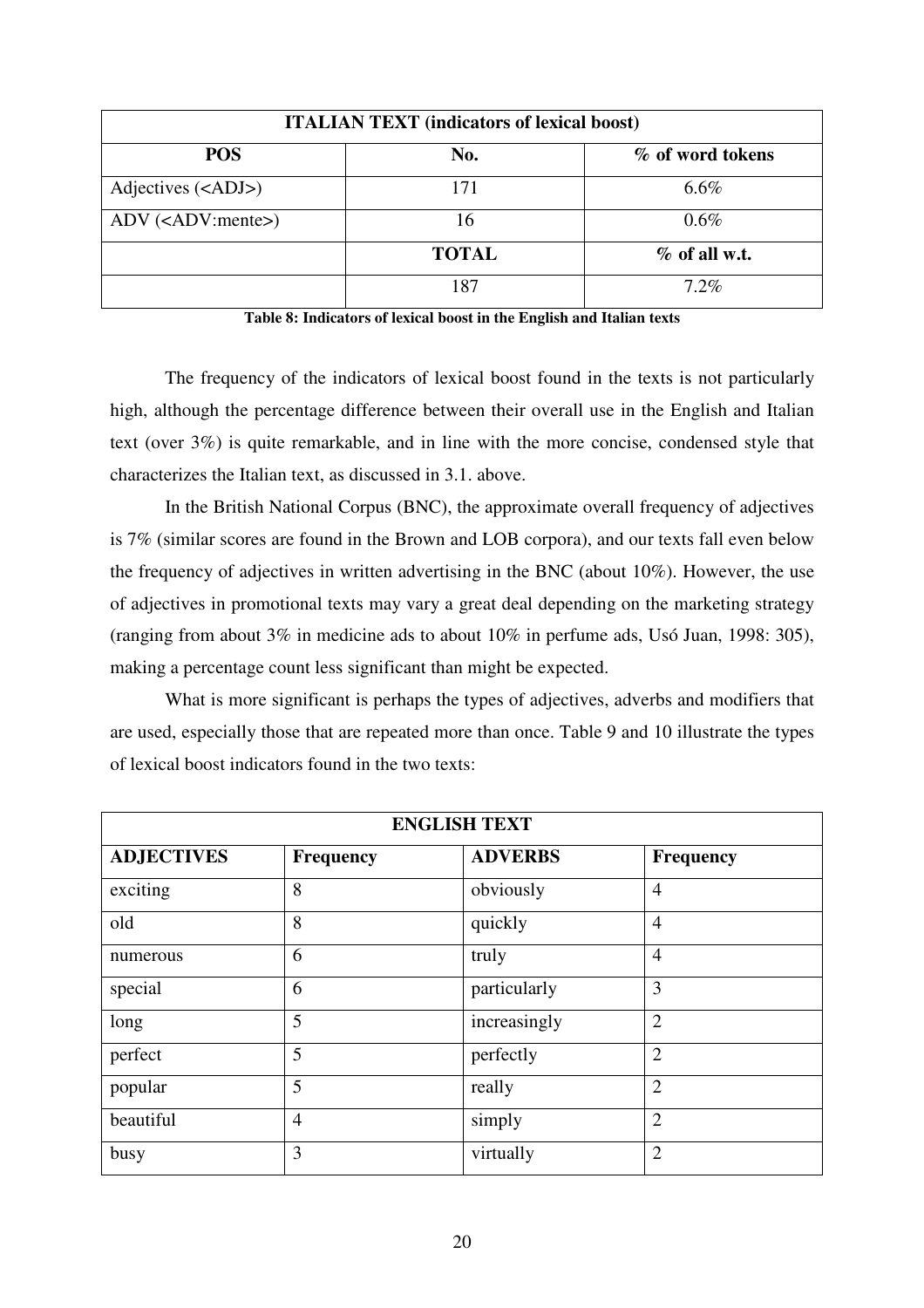| ITALIAN TEXT (indicators of lexical boost) | | |
|---|---|---|
| **POS** | **No.** | **% of word tokens** |
| Adjectives (<ADJ>) | 171 | 6.6% |
| ADV (<ADV:mente>) | 16 | 0.6% |
| | **TOTAL** | **% of all w.t.** |
| | 187 | 7.2% |

**Table 8: Indicators of lexical boost in the English and Italian texts**

The frequency of the indicators of lexical boost found in the texts is not particularly high, although the percentage difference between their overall use in the English and Italian text (over 3%) is quite remarkable, and in line with the more concise, condensed style that characterizes the Italian text, as discussed in 3.1. above.

In the British National Corpus (BNC), the approximate overall frequency of adjectives is 7% (similar scores are found in the Brown and LOB corpora), and our texts fall even below the frequency of adjectives in written advertising in the BNC (about 10%). However, the use of adjectives in promotional texts may vary a great deal depending on the marketing strategy (ranging from about 3% in medicine ads to about 10% in perfume ads, Usó Juan, 1998: 305), making a percentage count less significant than might be expected.

What is more significant is perhaps the types of adjectives, adverbs and modifiers that are used, especially those that are repeated more than once. Table 9 and 10 illustrate the types of lexical boost indicators found in the two texts:

| ENGLISH TEXT | | | |
|---|---|---|---|
| **ADJECTIVES** | **Frequency** | **ADVERBS** | **Frequency** |
| exciting | 8 | obviously | 4 |
| old | 8 | quickly | 4 |
| numerous | 6 | truly | 4 |
| special | 6 | particularly | 3 |
| long | 5 | increasingly | 2 |
| perfect | 5 | perfectly | 2 |
| popular | 5 | really | 2 |
| beautiful | 4 | simply | 2 |
| busy | 3 | virtually | 2 |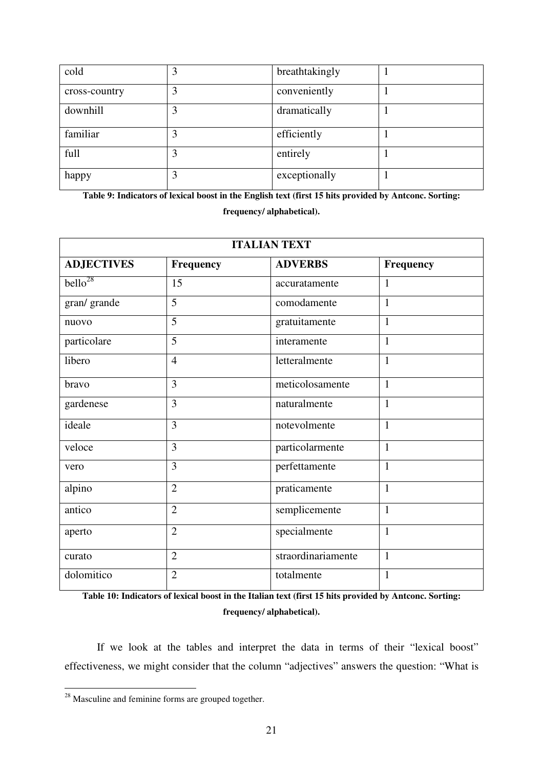| cold | 3 | breathtakingly | 1 |
|---|---|---|---|
| cross-country | 3 | conveniently | 1 |
| downhill | 3 | dramatically | 1 |
| familiar | 3 | efficiently | 1 |
| full | 3 | entirely | 1 |
| happy | 3 | exceptionally | 1 |

**Table 9: Indicators of lexical boost in the English text (first 15 hits provided by Antconc. Sorting: frequency/ alphabetical).**

| ITALIAN TEXT | | | |
|---|---|---|---|
| **ADJECTIVES** | **Frequency** | **ADVERBS** | **Frequency** |
| bello[28] | 15 | accuratamente | 1 |
| gran/ grande | 5 | comodamente | 1 |
| nuovo | 5 | gratuitamente | 1 |
| particolare | 5 | interamente | 1 |
| libero | 4 | letteralmente | 1 |
| bravo | 3 | meticolosamente | 1 |
| gardenese | 3 | naturalmente | 1 |
| ideale | 3 | notevolmente | 1 |
| veloce | 3 | particolarmente | 1 |
| vero | 3 | perfettamente | 1 |
| alpino | 2 | praticamente | 1 |
| antico | 2 | semplicemente | 1 |
| aperto | 2 | specialmente | 1 |
| curato | 2 | straordinariamente | 1 |
| dolomitico | 2 | totalmente | 1 |

**Table 10: Indicators of lexical boost in the Italian text (first 15 hits provided by Antconc. Sorting: frequency/ alphabetical).**

If we look at the tables and interpret the data in terms of their "lexical boost" effectiveness, we might consider that the column "adjectives" answers the question: "What is

[28] Masculine and feminine forms are grouped together.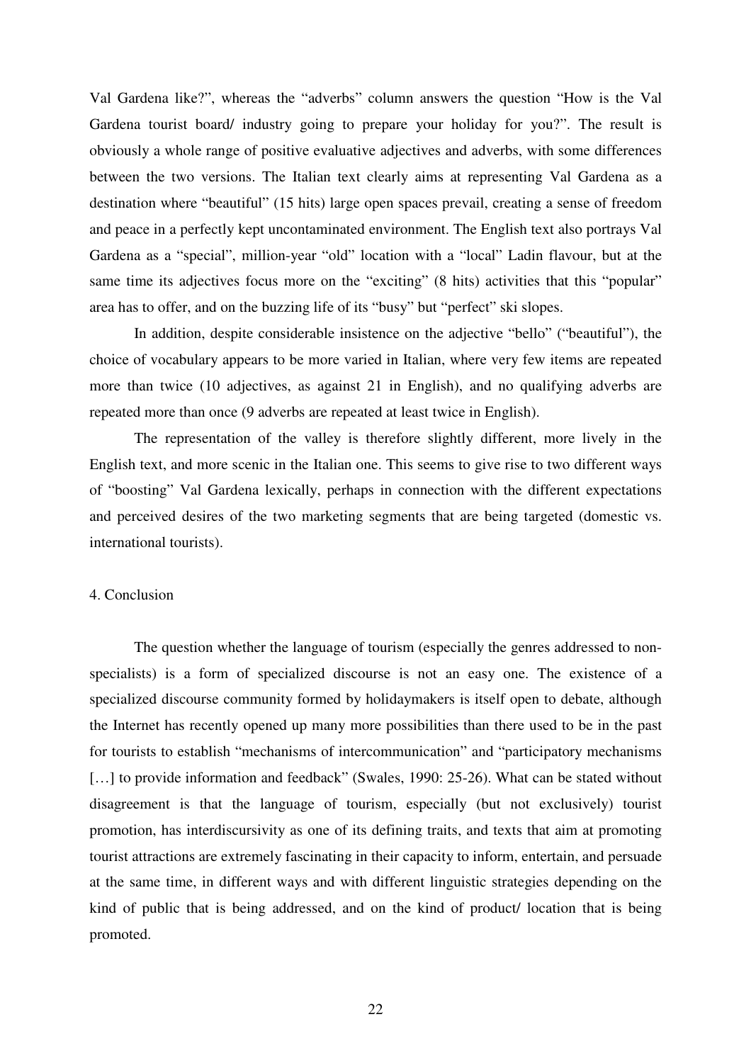Val Gardena like?", whereas the "adverbs" column answers the question "How is the Val Gardena tourist board/ industry going to prepare your holiday for you?". The result is obviously a whole range of positive evaluative adjectives and adverbs, with some differences between the two versions. The Italian text clearly aims at representing Val Gardena as a destination where "beautiful" (15 hits) large open spaces prevail, creating a sense of freedom and peace in a perfectly kept uncontaminated environment. The English text also portrays Val Gardena as a "special", million-year "old" location with a "local" Ladin flavour, but at the same time its adjectives focus more on the "exciting" (8 hits) activities that this "popular" area has to offer, and on the buzzing life of its "busy" but "perfect" ski slopes.

In addition, despite considerable insistence on the adjective "bello" ("beautiful"), the choice of vocabulary appears to be more varied in Italian, where very few items are repeated more than twice (10 adjectives, as against 21 in English), and no qualifying adverbs are repeated more than once (9 adverbs are repeated at least twice in English).

The representation of the valley is therefore slightly different, more lively in the English text, and more scenic in the Italian one. This seems to give rise to two different ways of "boosting" Val Gardena lexically, perhaps in connection with the different expectations and perceived desires of the two marketing segments that are being targeted (domestic vs. international tourists).

## 4. Conclusion

The question whether the language of tourism (especially the genres addressed to non-specialists) is a form of specialized discourse is not an easy one. The existence of a specialized discourse community formed by holidaymakers is itself open to debate, although the Internet has recently opened up many more possibilities than there used to be in the past for tourists to establish "mechanisms of intercommunication" and "participatory mechanisms […] to provide information and feedback" (Swales, 1990: 25-26). What can be stated without disagreement is that the language of tourism, especially (but not exclusively) tourist promotion, has interdiscursivity as one of its defining traits, and texts that aim at promoting tourist attractions are extremely fascinating in their capacity to inform, entertain, and persuade at the same time, in different ways and with different linguistic strategies depending on the kind of public that is being addressed, and on the kind of product/ location that is being promoted.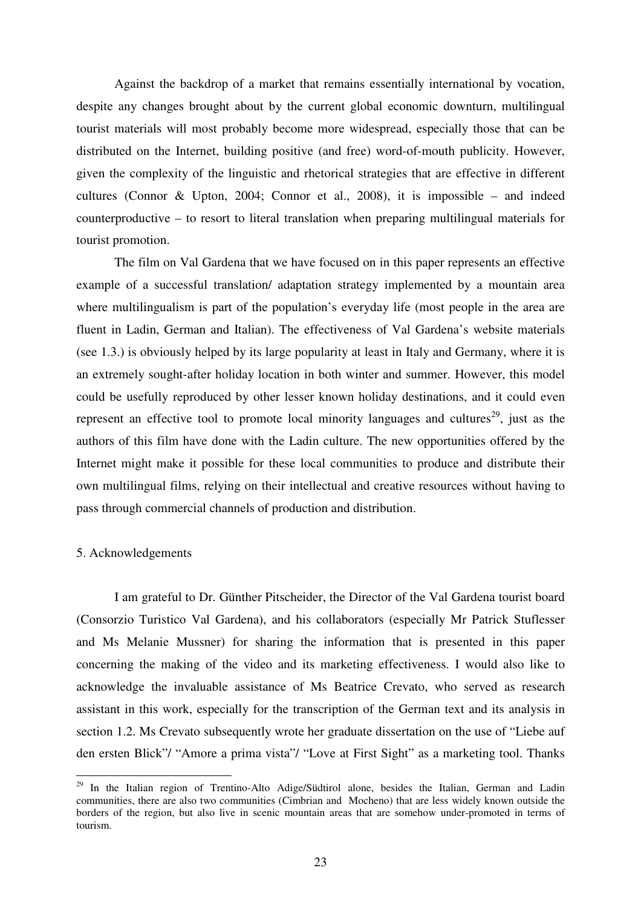Against the backdrop of a market that remains essentially international by vocation, despite any changes brought about by the current global economic downturn, multilingual tourist materials will most probably become more widespread, especially those that can be distributed on the Internet, building positive (and free) word-of-mouth publicity. However, given the complexity of the linguistic and rhetorical strategies that are effective in different cultures (Connor & Upton, 2004; Connor et al., 2008), it is impossible – and indeed counterproductive – to resort to literal translation when preparing multilingual materials for tourist promotion.

The film on Val Gardena that we have focused on in this paper represents an effective example of a successful translation/ adaptation strategy implemented by a mountain area where multilingualism is part of the population's everyday life (most people in the area are fluent in Ladin, German and Italian). The effectiveness of Val Gardena's website materials (see 1.3.) is obviously helped by its large popularity at least in Italy and Germany, where it is an extremely sought-after holiday location in both winter and summer. However, this model could be usefully reproduced by other lesser known holiday destinations, and it could even represent an effective tool to promote local minority languages and cultures[29], just as the authors of this film have done with the Ladin culture. The new opportunities offered by the Internet might make it possible for these local communities to produce and distribute their own multilingual films, relying on their intellectual and creative resources without having to pass through commercial channels of production and distribution.

## 5. Acknowledgements

I am grateful to Dr. Günther Pitscheider, the Director of the Val Gardena tourist board (Consorzio Turistico Val Gardena), and his collaborators (especially Mr Patrick Stuflesser and Ms Melanie Mussner) for sharing the information that is presented in this paper concerning the making of the video and its marketing effectiveness. I would also like to acknowledge the invaluable assistance of Ms Beatrice Crevato, who served as research assistant in this work, especially for the transcription of the German text and its analysis in section 1.2. Ms Crevato subsequently wrote her graduate dissertation on the use of "Liebe auf den ersten Blick"/ "Amore a prima vista"/ "Love at First Sight" as a marketing tool. Thanks

---

[29] In the Italian region of Trentino-Alto Adige/Südtirol alone, besides the Italian, German and Ladin communities, there are also two communities (Cimbrian and Mocheno) that are less widely known outside the borders of the region, but also live in scenic mountain areas that are somehow under-promoted in terms of tourism.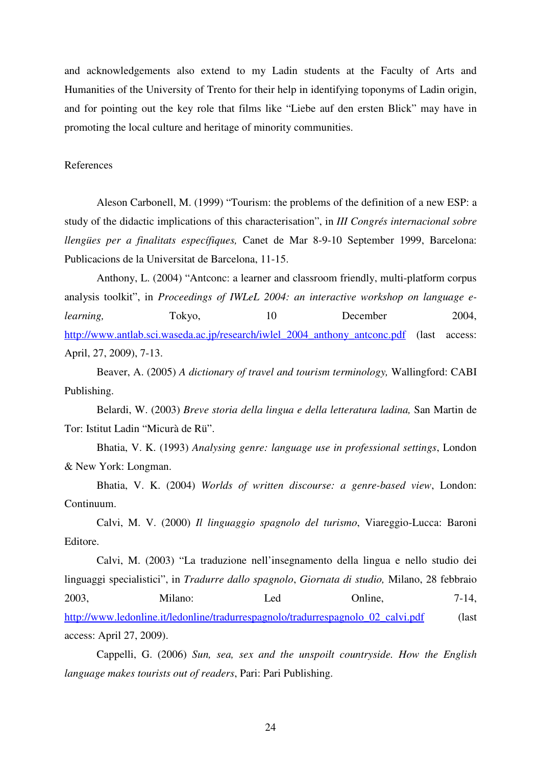and acknowledgements also extend to my Ladin students at the Faculty of Arts and Humanities of the University of Trento for their help in identifying toponyms of Ladin origin, and for pointing out the key role that films like "Liebe auf den ersten Blick" may have in promoting the local culture and heritage of minority communities.

## References

Aleson Carbonell, M. (1999) "Tourism: the problems of the definition of a new ESP: a study of the didactic implications of this characterisation", in *III Congrés internacional sobre llengües per a finalitats específiques,* Canet de Mar 8-9-10 September 1999, Barcelona: Publicacions de la Universitat de Barcelona, 11-15.

Anthony, L. (2004) "Antconc: a learner and classroom friendly, multi-platform corpus analysis toolkit", in *Proceedings of IWLeL 2004: an interactive workshop on language e-learning,* Tokyo, 10 December 2004, http://www.antlab.sci.waseda.ac.jp/research/iwlel_2004_anthony_antconc.pdf (last access: April, 27, 2009), 7-13.

Beaver, A. (2005) *A dictionary of travel and tourism terminology,* Wallingford: CABI Publishing.

Belardi, W. (2003) *Breve storia della lingua e della letteratura ladina,* San Martin de Tor: Istitut Ladin "Micurà de Rü".

Bhatia, V. K. (1993) *Analysing genre: language use in professional settings*, London & New York: Longman.

Bhatia, V. K. (2004) *Worlds of written discourse: a genre-based view*, London: Continuum.

Calvi, M. V. (2000) *Il linguaggio spagnolo del turismo*, Viareggio-Lucca: Baroni Editore.

Calvi, M. (2003) "La traduzione nell'insegnamento della lingua e nello studio dei linguaggi specialistici", in *Tradurre dallo spagnolo*, *Giornata di studio,* Milano, 28 febbraio 2003, Milano: Led Online, 7-14, http://www.ledonline.it/ledonline/tradurrespagnolo/tradurrespagnolo_02_calvi.pdf (last access: April 27, 2009).

Cappelli, G. (2006) *Sun, sea, sex and the unspoilt countryside. How the English language makes tourists out of readers*, Pari: Pari Publishing.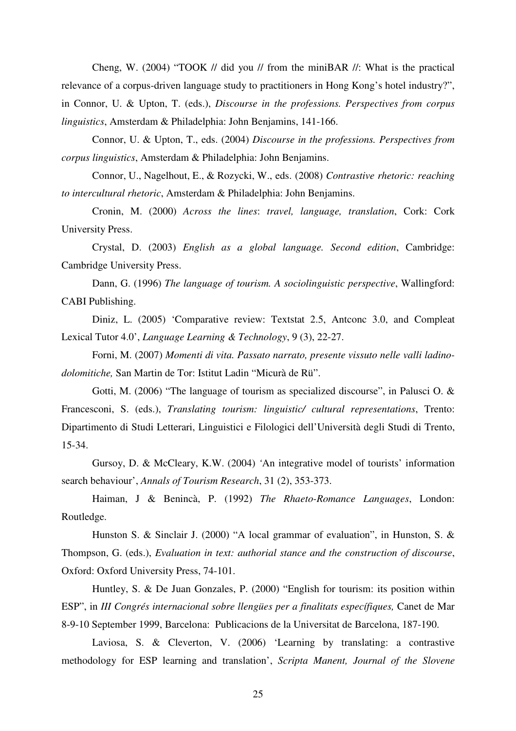Cheng, W. (2004) "TOOK // did you // from the miniBAR //: What is the practical relevance of a corpus-driven language study to practitioners in Hong Kong's hotel industry?", in Connor, U. & Upton, T. (eds.), *Discourse in the professions. Perspectives from corpus linguistics*, Amsterdam & Philadelphia: John Benjamins, 141-166.

Connor, U. & Upton, T., eds. (2004) *Discourse in the professions. Perspectives from corpus linguistics*, Amsterdam & Philadelphia: John Benjamins.

Connor, U., Nagelhout, E., & Rozycki, W., eds. (2008) *Contrastive rhetoric: reaching to intercultural rhetoric*, Amsterdam & Philadelphia: John Benjamins.

Cronin, M. (2000) *Across the lines*: *travel, language, translation*, Cork: Cork University Press.

Crystal, D. (2003) *English as a global language. Second edition*, Cambridge: Cambridge University Press.

Dann, G. (1996) *The language of tourism. A sociolinguistic perspective*, Wallingford: CABI Publishing.

Diniz, L. (2005) 'Comparative review: Textstat 2.5, Antconc 3.0, and Compleat Lexical Tutor 4.0', *Language Learning & Technology*, 9 (3), 22-27.

Forni, M. (2007) *Momenti di vita. Passato narrato, presente vissuto nelle valli ladino-dolomitiche,* San Martin de Tor: Istitut Ladin "Micurà de Rü".

Gotti, M. (2006) "The language of tourism as specialized discourse", in Palusci O. & Francesconi, S. (eds.), *Translating tourism: linguistic/ cultural representations*, Trento: Dipartimento di Studi Letterari, Linguistici e Filologici dell'Università degli Studi di Trento, 15-34.

Gursoy, D. & McCleary, K.W. (2004) 'An integrative model of tourists' information search behaviour', *Annals of Tourism Research*, 31 (2), 353-373.

Haiman, J & Benincà, P. (1992) *The Rhaeto-Romance Languages*, London: Routledge.

Hunston S. & Sinclair J. (2000) "A local grammar of evaluation", in Hunston, S. & Thompson, G. (eds.), *Evaluation in text: authorial stance and the construction of discourse*, Oxford: Oxford University Press, 74-101.

Huntley, S. & De Juan Gonzales, P. (2000) "English for tourism: its position within ESP", in *III Congrés internacional sobre llengües per a finalitats específiques,* Canet de Mar 8-9-10 September 1999, Barcelona: Publicacions de la Universitat de Barcelona, 187-190.

Laviosa, S. & Cleverton, V. (2006) 'Learning by translating: a contrastive methodology for ESP learning and translation', *Scripta Manent, Journal of the Slovene*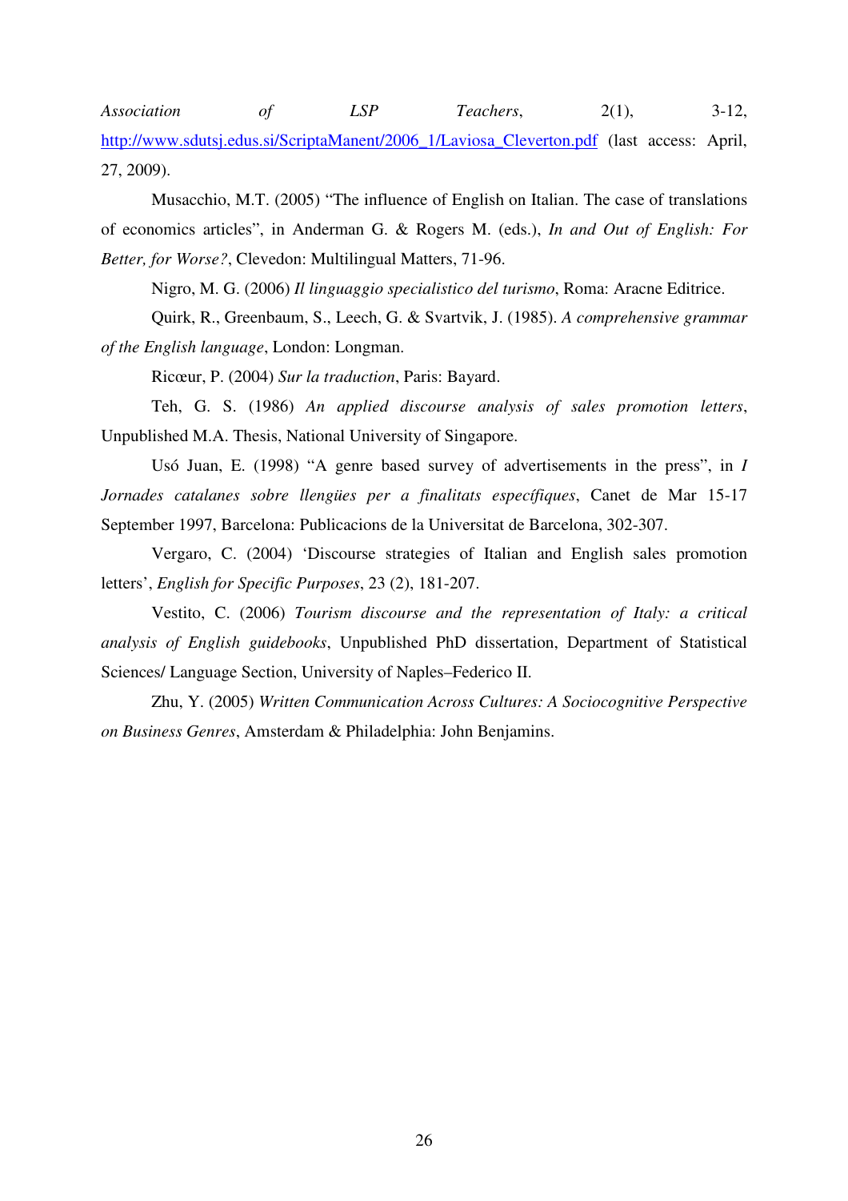*Association of LSP Teachers*, 2(1), 3-12, http://www.sdutsj.edus.si/ScriptaManent/2006_1/Laviosa_Cleverton.pdf (last access: April, 27, 2009).

Musacchio, M.T. (2005) "The influence of English on Italian. The case of translations of economics articles", in Anderman G. & Rogers M. (eds.), *In and Out of English: For Better, for Worse?*, Clevedon: Multilingual Matters, 71-96.

Nigro, M. G. (2006) *Il linguaggio specialistico del turismo*, Roma: Aracne Editrice.

Quirk, R., Greenbaum, S., Leech, G. & Svartvik, J. (1985). *A comprehensive grammar of the English language*, London: Longman.

Ricœur, P. (2004) *Sur la traduction*, Paris: Bayard.

Teh, G. S. (1986) *An applied discourse analysis of sales promotion letters*, Unpublished M.A. Thesis, National University of Singapore.

Usó Juan, E. (1998) "A genre based survey of advertisements in the press", in *I Jornades catalanes sobre llengües per a finalitats específiques*, Canet de Mar 15-17 September 1997, Barcelona: Publicacions de la Universitat de Barcelona, 302-307.

Vergaro, C. (2004) 'Discourse strategies of Italian and English sales promotion letters', *English for Specific Purposes*, 23 (2), 181-207.

Vestito, C. (2006) *Tourism discourse and the representation of Italy: a critical analysis of English guidebooks*, Unpublished PhD dissertation, Department of Statistical Sciences/ Language Section, University of Naples–Federico II.

Zhu, Y. (2005) *Written Communication Across Cultures: A Sociocognitive Perspective on Business Genres*, Amsterdam & Philadelphia: John Benjamins.